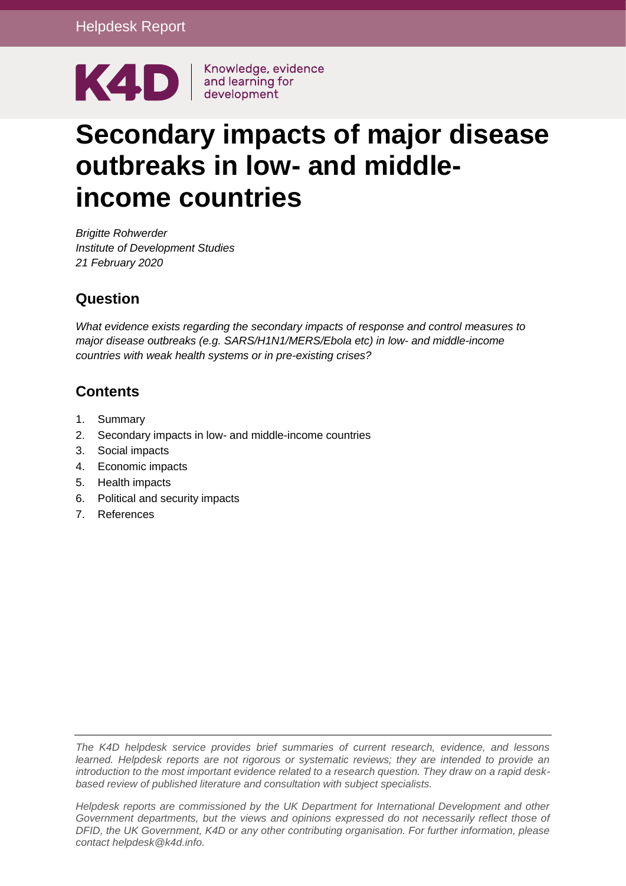Helpdesk Report

K4D | Knowledge, evidence and learning for development

# Secondary impacts of major disease outbreaks in low- and middle-income countries

*Brigitte Rohwerder*
*Institute of Development Studies*
*21 February 2020*

## Question

*What evidence exists regarding the secondary impacts of response and control measures to major disease outbreaks (e.g. SARS/H1N1/MERS/Ebola etc) in low- and middle-income countries with weak health systems or in pre-existing crises?*

## Contents

1. Summary
2. Secondary impacts in low- and middle-income countries
3. Social impacts
4. Economic impacts
5. Health impacts
6. Political and security impacts
7. References

---

*The K4D helpdesk service provides brief summaries of current research, evidence, and lessons learned. Helpdesk reports are not rigorous or systematic reviews; they are intended to provide an introduction to the most important evidence related to a research question. They draw on a rapid desk-based review of published literature and consultation with subject specialists.*

*Helpdesk reports are commissioned by the UK Department for International Development and other Government departments, but the views and opinions expressed do not necessarily reflect those of DFID, the UK Government, K4D or any other contributing organisation. For further information, please contact helpdesk@k4d.info.*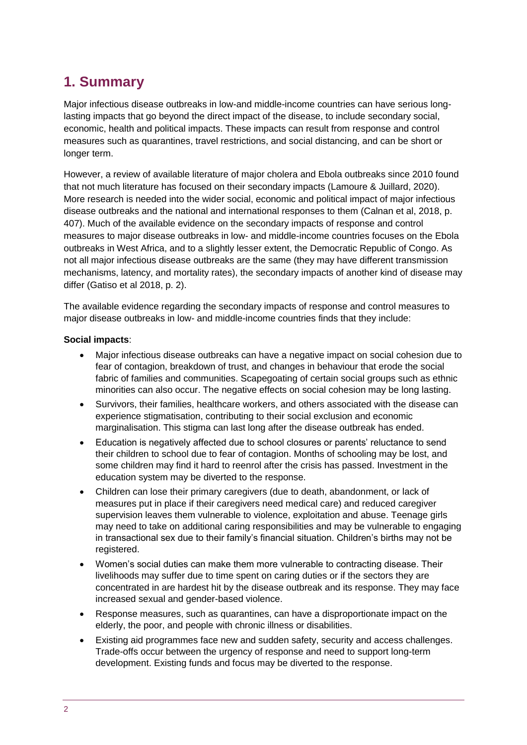# 1. Summary

Major infectious disease outbreaks in low-and middle-income countries can have serious long-lasting impacts that go beyond the direct impact of the disease, to include secondary social, economic, health and political impacts. These impacts can result from response and control measures such as quarantines, travel restrictions, and social distancing, and can be short or longer term.

However, a review of available literature of major cholera and Ebola outbreaks since 2010 found that not much literature has focused on their secondary impacts (Lamoure & Juillard, 2020). More research is needed into the wider social, economic and political impact of major infectious disease outbreaks and the national and international responses to them (Calnan et al, 2018, p. 407). Much of the available evidence on the secondary impacts of response and control measures to major disease outbreaks in low- and middle-income countries focuses on the Ebola outbreaks in West Africa, and to a slightly lesser extent, the Democratic Republic of Congo. As not all major infectious disease outbreaks are the same (they may have different transmission mechanisms, latency, and mortality rates), the secondary impacts of another kind of disease may differ (Gatiso et al 2018, p. 2).

The available evidence regarding the secondary impacts of response and control measures to major disease outbreaks in low- and middle-income countries finds that they include:

**Social impacts**:

- Major infectious disease outbreaks can have a negative impact on social cohesion due to fear of contagion, breakdown of trust, and changes in behaviour that erode the social fabric of families and communities. Scapegoating of certain social groups such as ethnic minorities can also occur. The negative effects on social cohesion may be long lasting.
- Survivors, their families, healthcare workers, and others associated with the disease can experience stigmatisation, contributing to their social exclusion and economic marginalisation. This stigma can last long after the disease outbreak has ended.
- Education is negatively affected due to school closures or parents' reluctance to send their children to school due to fear of contagion. Months of schooling may be lost, and some children may find it hard to reenrol after the crisis has passed. Investment in the education system may be diverted to the response.
- Children can lose their primary caregivers (due to death, abandonment, or lack of measures put in place if their caregivers need medical care) and reduced caregiver supervision leaves them vulnerable to violence, exploitation and abuse. Teenage girls may need to take on additional caring responsibilities and may be vulnerable to engaging in transactional sex due to their family's financial situation. Children's births may not be registered.
- Women's social duties can make them more vulnerable to contracting disease. Their livelihoods may suffer due to time spent on caring duties or if the sectors they are concentrated in are hardest hit by the disease outbreak and its response. They may face increased sexual and gender-based violence.
- Response measures, such as quarantines, can have a disproportionate impact on the elderly, the poor, and people with chronic illness or disabilities.
- Existing aid programmes face new and sudden safety, security and access challenges. Trade-offs occur between the urgency of response and need to support long-term development. Existing funds and focus may be diverted to the response.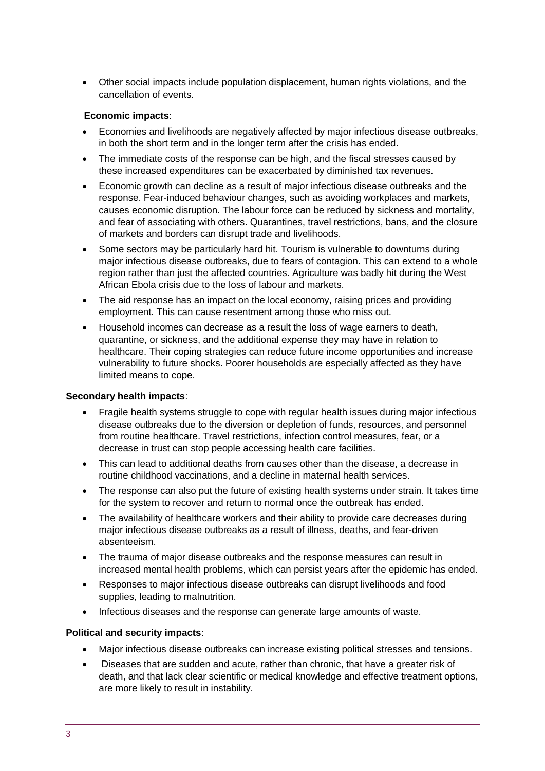- Other social impacts include population displacement, human rights violations, and the cancellation of events.

**Economic impacts**:

- Economies and livelihoods are negatively affected by major infectious disease outbreaks, in both the short term and in the longer term after the crisis has ended.
- The immediate costs of the response can be high, and the fiscal stresses caused by these increased expenditures can be exacerbated by diminished tax revenues.
- Economic growth can decline as a result of major infectious disease outbreaks and the response. Fear-induced behaviour changes, such as avoiding workplaces and markets, causes economic disruption. The labour force can be reduced by sickness and mortality, and fear of associating with others. Quarantines, travel restrictions, bans, and the closure of markets and borders can disrupt trade and livelihoods.
- Some sectors may be particularly hard hit. Tourism is vulnerable to downturns during major infectious disease outbreaks, due to fears of contagion. This can extend to a whole region rather than just the affected countries. Agriculture was badly hit during the West African Ebola crisis due to the loss of labour and markets.
- The aid response has an impact on the local economy, raising prices and providing employment. This can cause resentment among those who miss out.
- Household incomes can decrease as a result the loss of wage earners to death, quarantine, or sickness, and the additional expense they may have in relation to healthcare. Their coping strategies can reduce future income opportunities and increase vulnerability to future shocks. Poorer households are especially affected as they have limited means to cope.

**Secondary health impacts**:

- Fragile health systems struggle to cope with regular health issues during major infectious disease outbreaks due to the diversion or depletion of funds, resources, and personnel from routine healthcare. Travel restrictions, infection control measures, fear, or a decrease in trust can stop people accessing health care facilities.
- This can lead to additional deaths from causes other than the disease, a decrease in routine childhood vaccinations, and a decline in maternal health services.
- The response can also put the future of existing health systems under strain. It takes time for the system to recover and return to normal once the outbreak has ended.
- The availability of healthcare workers and their ability to provide care decreases during major infectious disease outbreaks as a result of illness, deaths, and fear-driven absenteeism.
- The trauma of major disease outbreaks and the response measures can result in increased mental health problems, which can persist years after the epidemic has ended.
- Responses to major infectious disease outbreaks can disrupt livelihoods and food supplies, leading to malnutrition.
- Infectious diseases and the response can generate large amounts of waste.

**Political and security impacts**:

- Major infectious disease outbreaks can increase existing political stresses and tensions.
- Diseases that are sudden and acute, rather than chronic, that have a greater risk of death, and that lack clear scientific or medical knowledge and effective treatment options, are more likely to result in instability.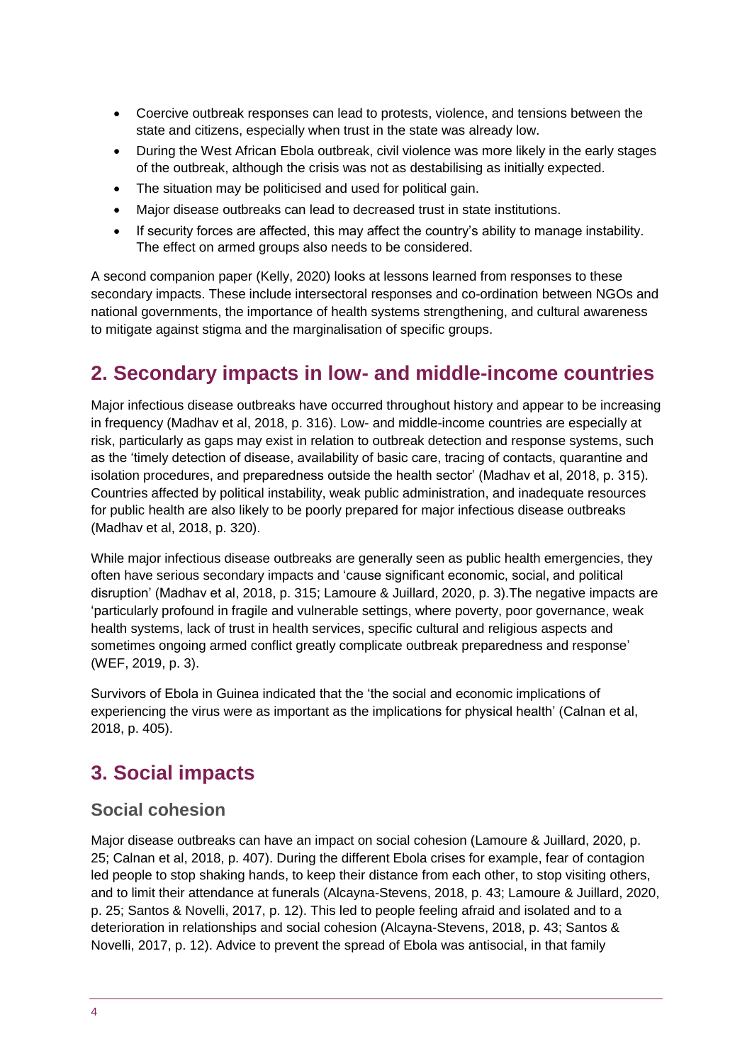- Coercive outbreak responses can lead to protests, violence, and tensions between the state and citizens, especially when trust in the state was already low.
- During the West African Ebola outbreak, civil violence was more likely in the early stages of the outbreak, although the crisis was not as destabilising as initially expected.
- The situation may be politicised and used for political gain.
- Major disease outbreaks can lead to decreased trust in state institutions.
- If security forces are affected, this may affect the country's ability to manage instability. The effect on armed groups also needs to be considered.

A second companion paper (Kelly, 2020) looks at lessons learned from responses to these secondary impacts. These include intersectoral responses and co-ordination between NGOs and national governments, the importance of health systems strengthening, and cultural awareness to mitigate against stigma and the marginalisation of specific groups.

## 2. Secondary impacts in low- and middle-income countries

Major infectious disease outbreaks have occurred throughout history and appear to be increasing in frequency (Madhav et al, 2018, p. 316). Low- and middle-income countries are especially at risk, particularly as gaps may exist in relation to outbreak detection and response systems, such as the 'timely detection of disease, availability of basic care, tracing of contacts, quarantine and isolation procedures, and preparedness outside the health sector' (Madhav et al, 2018, p. 315). Countries affected by political instability, weak public administration, and inadequate resources for public health are also likely to be poorly prepared for major infectious disease outbreaks (Madhav et al, 2018, p. 320).

While major infectious disease outbreaks are generally seen as public health emergencies, they often have serious secondary impacts and 'cause significant economic, social, and political disruption' (Madhav et al, 2018, p. 315; Lamoure & Juillard, 2020, p. 3).The negative impacts are 'particularly profound in fragile and vulnerable settings, where poverty, poor governance, weak health systems, lack of trust in health services, specific cultural and religious aspects and sometimes ongoing armed conflict greatly complicate outbreak preparedness and response' (WEF, 2019, p. 3).

Survivors of Ebola in Guinea indicated that the 'the social and economic implications of experiencing the virus were as important as the implications for physical health' (Calnan et al, 2018, p. 405).

## 3. Social impacts

### Social cohesion

Major disease outbreaks can have an impact on social cohesion (Lamoure & Juillard, 2020, p. 25; Calnan et al, 2018, p. 407). During the different Ebola crises for example, fear of contagion led people to stop shaking hands, to keep their distance from each other, to stop visiting others, and to limit their attendance at funerals (Alcayna-Stevens, 2018, p. 43; Lamoure & Juillard, 2020, p. 25; Santos & Novelli, 2017, p. 12). This led to people feeling afraid and isolated and to a deterioration in relationships and social cohesion (Alcayna-Stevens, 2018, p. 43; Santos & Novelli, 2017, p. 12). Advice to prevent the spread of Ebola was antisocial, in that family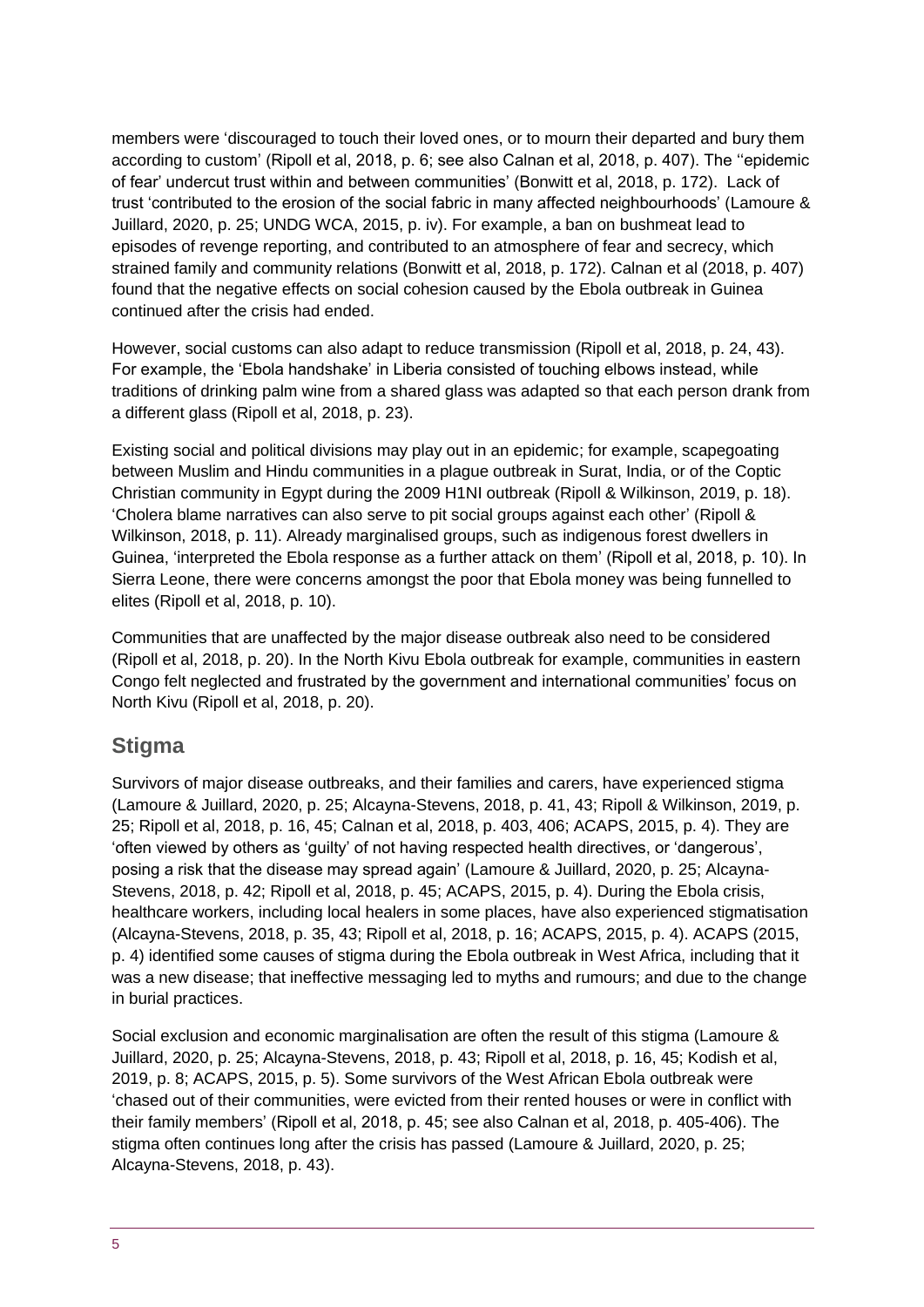members were 'discouraged to touch their loved ones, or to mourn their departed and bury them according to custom' (Ripoll et al, 2018, p. 6; see also Calnan et al, 2018, p. 407). The ''epidemic of fear' undercut trust within and between communities' (Bonwitt et al, 2018, p. 172). Lack of trust 'contributed to the erosion of the social fabric in many affected neighbourhoods' (Lamoure & Juillard, 2020, p. 25; UNDG WCA, 2015, p. iv). For example, a ban on bushmeat lead to episodes of revenge reporting, and contributed to an atmosphere of fear and secrecy, which strained family and community relations (Bonwitt et al, 2018, p. 172). Calnan et al (2018, p. 407) found that the negative effects on social cohesion caused by the Ebola outbreak in Guinea continued after the crisis had ended.

However, social customs can also adapt to reduce transmission (Ripoll et al, 2018, p. 24, 43). For example, the 'Ebola handshake' in Liberia consisted of touching elbows instead, while traditions of drinking palm wine from a shared glass was adapted so that each person drank from a different glass (Ripoll et al, 2018, p. 23).

Existing social and political divisions may play out in an epidemic; for example, scapegoating between Muslim and Hindu communities in a plague outbreak in Surat, India, or of the Coptic Christian community in Egypt during the 2009 H1NI outbreak (Ripoll & Wilkinson, 2019, p. 18). 'Cholera blame narratives can also serve to pit social groups against each other' (Ripoll & Wilkinson, 2018, p. 11). Already marginalised groups, such as indigenous forest dwellers in Guinea, 'interpreted the Ebola response as a further attack on them' (Ripoll et al, 2018, p. 10). In Sierra Leone, there were concerns amongst the poor that Ebola money was being funnelled to elites (Ripoll et al, 2018, p. 10).

Communities that are unaffected by the major disease outbreak also need to be considered (Ripoll et al, 2018, p. 20). In the North Kivu Ebola outbreak for example, communities in eastern Congo felt neglected and frustrated by the government and international communities' focus on North Kivu (Ripoll et al, 2018, p. 20).

## Stigma

Survivors of major disease outbreaks, and their families and carers, have experienced stigma (Lamoure & Juillard, 2020, p. 25; Alcayna-Stevens, 2018, p. 41, 43; Ripoll & Wilkinson, 2019, p. 25; Ripoll et al, 2018, p. 16, 45; Calnan et al, 2018, p. 403, 406; ACAPS, 2015, p. 4). They are 'often viewed by others as 'guilty' of not having respected health directives, or 'dangerous', posing a risk that the disease may spread again' (Lamoure & Juillard, 2020, p. 25; Alcayna-Stevens, 2018, p. 42; Ripoll et al, 2018, p. 45; ACAPS, 2015, p. 4). During the Ebola crisis, healthcare workers, including local healers in some places, have also experienced stigmatisation (Alcayna-Stevens, 2018, p. 35, 43; Ripoll et al, 2018, p. 16; ACAPS, 2015, p. 4). ACAPS (2015, p. 4) identified some causes of stigma during the Ebola outbreak in West Africa, including that it was a new disease; that ineffective messaging led to myths and rumours; and due to the change in burial practices.

Social exclusion and economic marginalisation are often the result of this stigma (Lamoure & Juillard, 2020, p. 25; Alcayna-Stevens, 2018, p. 43; Ripoll et al, 2018, p. 16, 45; Kodish et al, 2019, p. 8; ACAPS, 2015, p. 5). Some survivors of the West African Ebola outbreak were 'chased out of their communities, were evicted from their rented houses or were in conflict with their family members' (Ripoll et al, 2018, p. 45; see also Calnan et al, 2018, p. 405-406). The stigma often continues long after the crisis has passed (Lamoure & Juillard, 2020, p. 25; Alcayna-Stevens, 2018, p. 43).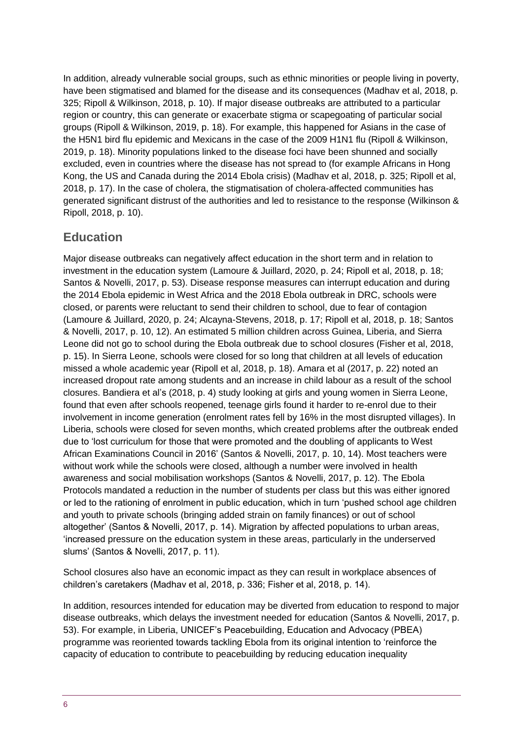In addition, already vulnerable social groups, such as ethnic minorities or people living in poverty, have been stigmatised and blamed for the disease and its consequences (Madhav et al, 2018, p. 325; Ripoll & Wilkinson, 2018, p. 10). If major disease outbreaks are attributed to a particular region or country, this can generate or exacerbate stigma or scapegoating of particular social groups (Ripoll & Wilkinson, 2019, p. 18). For example, this happened for Asians in the case of the H5N1 bird flu epidemic and Mexicans in the case of the 2009 H1N1 flu (Ripoll & Wilkinson, 2019, p. 18). Minority populations linked to the disease foci have been shunned and socially excluded, even in countries where the disease has not spread to (for example Africans in Hong Kong, the US and Canada during the 2014 Ebola crisis) (Madhav et al, 2018, p. 325; Ripoll et al, 2018, p. 17). In the case of cholera, the stigmatisation of cholera-affected communities has generated significant distrust of the authorities and led to resistance to the response (Wilkinson & Ripoll, 2018, p. 10).

## Education

Major disease outbreaks can negatively affect education in the short term and in relation to investment in the education system (Lamoure & Juillard, 2020, p. 24; Ripoll et al, 2018, p. 18; Santos & Novelli, 2017, p. 53). Disease response measures can interrupt education and during the 2014 Ebola epidemic in West Africa and the 2018 Ebola outbreak in DRC, schools were closed, or parents were reluctant to send their children to school, due to fear of contagion (Lamoure & Juillard, 2020, p. 24; Alcayna-Stevens, 2018, p. 17; Ripoll et al, 2018, p. 18; Santos & Novelli, 2017, p. 10, 12). An estimated 5 million children across Guinea, Liberia, and Sierra Leone did not go to school during the Ebola outbreak due to school closures (Fisher et al, 2018, p. 15). In Sierra Leone, schools were closed for so long that children at all levels of education missed a whole academic year (Ripoll et al, 2018, p. 18). Amara et al (2017, p. 22) noted an increased dropout rate among students and an increase in child labour as a result of the school closures. Bandiera et al's (2018, p. 4) study looking at girls and young women in Sierra Leone, found that even after schools reopened, teenage girls found it harder to re-enrol due to their involvement in income generation (enrolment rates fell by 16% in the most disrupted villages). In Liberia, schools were closed for seven months, which created problems after the outbreak ended due to 'lost curriculum for those that were promoted and the doubling of applicants to West African Examinations Council in 2016' (Santos & Novelli, 2017, p. 10, 14). Most teachers were without work while the schools were closed, although a number were involved in health awareness and social mobilisation workshops (Santos & Novelli, 2017, p. 12). The Ebola Protocols mandated a reduction in the number of students per class but this was either ignored or led to the rationing of enrolment in public education, which in turn 'pushed school age children and youth to private schools (bringing added strain on family finances) or out of school altogether' (Santos & Novelli, 2017, p. 14). Migration by affected populations to urban areas, 'increased pressure on the education system in these areas, particularly in the underserved slums' (Santos & Novelli, 2017, p. 11).

School closures also have an economic impact as they can result in workplace absences of children's caretakers (Madhav et al, 2018, p. 336; Fisher et al, 2018, p. 14).

In addition, resources intended for education may be diverted from education to respond to major disease outbreaks, which delays the investment needed for education (Santos & Novelli, 2017, p. 53). For example, in Liberia, UNICEF's Peacebuilding, Education and Advocacy (PBEA) programme was reoriented towards tackling Ebola from its original intention to 'reinforce the capacity of education to contribute to peacebuilding by reducing education inequality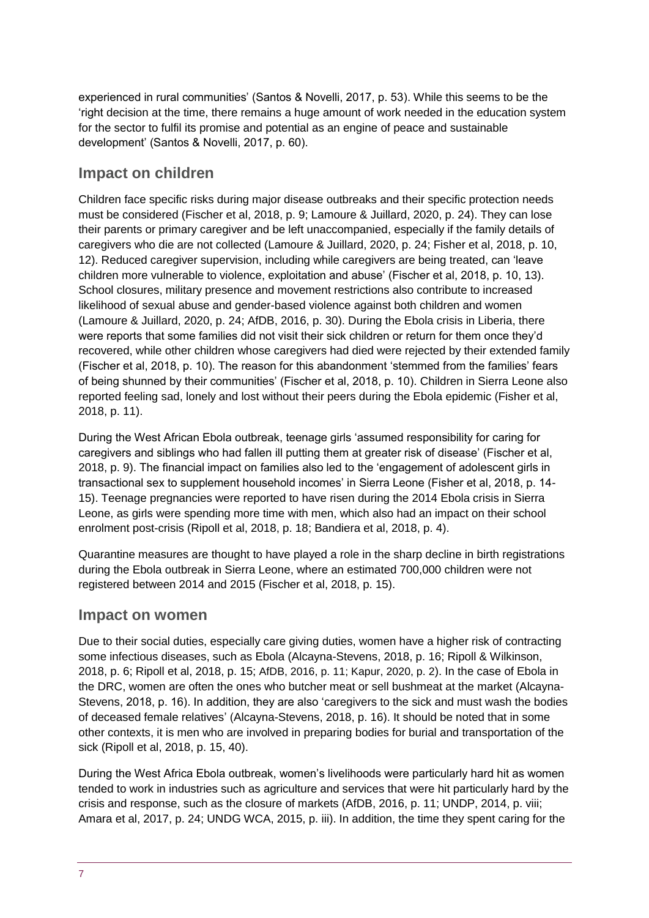experienced in rural communities' (Santos & Novelli, 2017, p. 53). While this seems to be the 'right decision at the time, there remains a huge amount of work needed in the education system for the sector to fulfil its promise and potential as an engine of peace and sustainable development' (Santos & Novelli, 2017, p. 60).

## Impact on children

Children face specific risks during major disease outbreaks and their specific protection needs must be considered (Fischer et al, 2018, p. 9; Lamoure & Juillard, 2020, p. 24). They can lose their parents or primary caregiver and be left unaccompanied, especially if the family details of caregivers who die are not collected (Lamoure & Juillard, 2020, p. 24; Fisher et al, 2018, p. 10, 12). Reduced caregiver supervision, including while caregivers are being treated, can 'leave children more vulnerable to violence, exploitation and abuse' (Fischer et al, 2018, p. 10, 13). School closures, military presence and movement restrictions also contribute to increased likelihood of sexual abuse and gender-based violence against both children and women (Lamoure & Juillard, 2020, p. 24; AfDB, 2016, p. 30). During the Ebola crisis in Liberia, there were reports that some families did not visit their sick children or return for them once they'd recovered, while other children whose caregivers had died were rejected by their extended family (Fischer et al, 2018, p. 10). The reason for this abandonment 'stemmed from the families' fears of being shunned by their communities' (Fischer et al, 2018, p. 10). Children in Sierra Leone also reported feeling sad, lonely and lost without their peers during the Ebola epidemic (Fisher et al, 2018, p. 11).

During the West African Ebola outbreak, teenage girls 'assumed responsibility for caring for caregivers and siblings who had fallen ill putting them at greater risk of disease' (Fischer et al, 2018, p. 9). The financial impact on families also led to the 'engagement of adolescent girls in transactional sex to supplement household incomes' in Sierra Leone (Fisher et al, 2018, p. 14-15). Teenage pregnancies were reported to have risen during the 2014 Ebola crisis in Sierra Leone, as girls were spending more time with men, which also had an impact on their school enrolment post-crisis (Ripoll et al, 2018, p. 18; Bandiera et al, 2018, p. 4).

Quarantine measures are thought to have played a role in the sharp decline in birth registrations during the Ebola outbreak in Sierra Leone, where an estimated 700,000 children were not registered between 2014 and 2015 (Fischer et al, 2018, p. 15).

## Impact on women

Due to their social duties, especially care giving duties, women have a higher risk of contracting some infectious diseases, such as Ebola (Alcayna-Stevens, 2018, p. 16; Ripoll & Wilkinson, 2018, p. 6; Ripoll et al, 2018, p. 15; AfDB, 2016, p. 11; Kapur, 2020, p. 2). In the case of Ebola in the DRC, women are often the ones who butcher meat or sell bushmeat at the market (Alcayna-Stevens, 2018, p. 16). In addition, they are also 'caregivers to the sick and must wash the bodies of deceased female relatives' (Alcayna-Stevens, 2018, p. 16). It should be noted that in some other contexts, it is men who are involved in preparing bodies for burial and transportation of the sick (Ripoll et al, 2018, p. 15, 40).

During the West Africa Ebola outbreak, women's livelihoods were particularly hard hit as women tended to work in industries such as agriculture and services that were hit particularly hard by the crisis and response, such as the closure of markets (AfDB, 2016, p. 11; UNDP, 2014, p. viii; Amara et al, 2017, p. 24; UNDG WCA, 2015, p. iii). In addition, the time they spent caring for the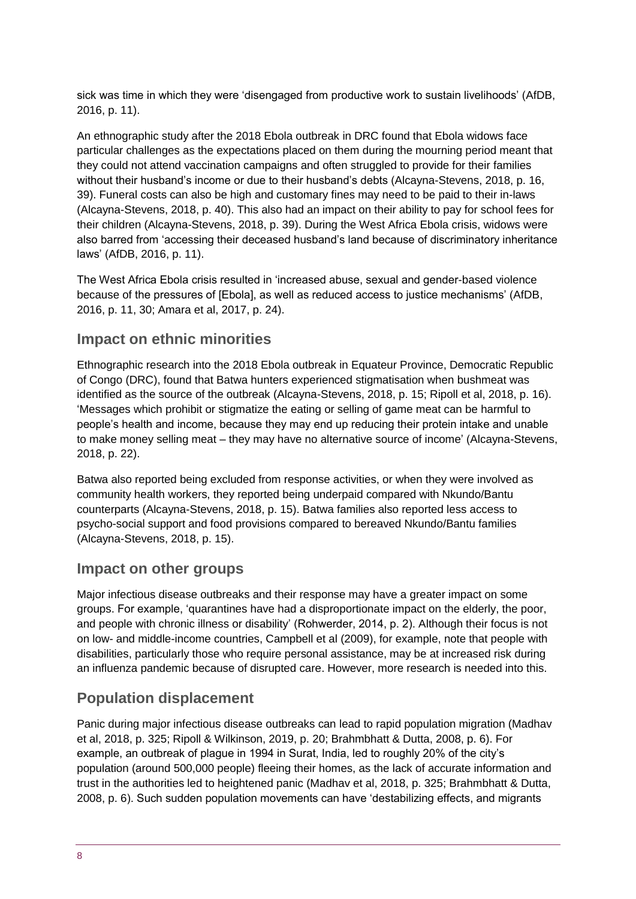sick was time in which they were 'disengaged from productive work to sustain livelihoods' (AfDB, 2016, p. 11).

An ethnographic study after the 2018 Ebola outbreak in DRC found that Ebola widows face particular challenges as the expectations placed on them during the mourning period meant that they could not attend vaccination campaigns and often struggled to provide for their families without their husband's income or due to their husband's debts (Alcayna-Stevens, 2018, p. 16, 39). Funeral costs can also be high and customary fines may need to be paid to their in-laws (Alcayna-Stevens, 2018, p. 40). This also had an impact on their ability to pay for school fees for their children (Alcayna-Stevens, 2018, p. 39). During the West Africa Ebola crisis, widows were also barred from 'accessing their deceased husband's land because of discriminatory inheritance laws' (AfDB, 2016, p. 11).

The West Africa Ebola crisis resulted in 'increased abuse, sexual and gender-based violence because of the pressures of [Ebola], as well as reduced access to justice mechanisms' (AfDB, 2016, p. 11, 30; Amara et al, 2017, p. 24).

## Impact on ethnic minorities

Ethnographic research into the 2018 Ebola outbreak in Equateur Province, Democratic Republic of Congo (DRC), found that Batwa hunters experienced stigmatisation when bushmeat was identified as the source of the outbreak (Alcayna-Stevens, 2018, p. 15; Ripoll et al, 2018, p. 16). 'Messages which prohibit or stigmatize the eating or selling of game meat can be harmful to people's health and income, because they may end up reducing their protein intake and unable to make money selling meat – they may have no alternative source of income' (Alcayna-Stevens, 2018, p. 22).

Batwa also reported being excluded from response activities, or when they were involved as community health workers, they reported being underpaid compared with Nkundo/Bantu counterparts (Alcayna-Stevens, 2018, p. 15). Batwa families also reported less access to psycho-social support and food provisions compared to bereaved Nkundo/Bantu families (Alcayna-Stevens, 2018, p. 15).

## Impact on other groups

Major infectious disease outbreaks and their response may have a greater impact on some groups. For example, 'quarantines have had a disproportionate impact on the elderly, the poor, and people with chronic illness or disability' (Rohwerder, 2014, p. 2). Although their focus is not on low- and middle-income countries, Campbell et al (2009), for example, note that people with disabilities, particularly those who require personal assistance, may be at increased risk during an influenza pandemic because of disrupted care. However, more research is needed into this.

## Population displacement

Panic during major infectious disease outbreaks can lead to rapid population migration (Madhav et al, 2018, p. 325; Ripoll & Wilkinson, 2019, p. 20; Brahmbhatt & Dutta, 2008, p. 6). For example, an outbreak of plague in 1994 in Surat, India, led to roughly 20% of the city's population (around 500,000 people) fleeing their homes, as the lack of accurate information and trust in the authorities led to heightened panic (Madhav et al, 2018, p. 325; Brahmbhatt & Dutta, 2008, p. 6). Such sudden population movements can have 'destabilizing effects, and migrants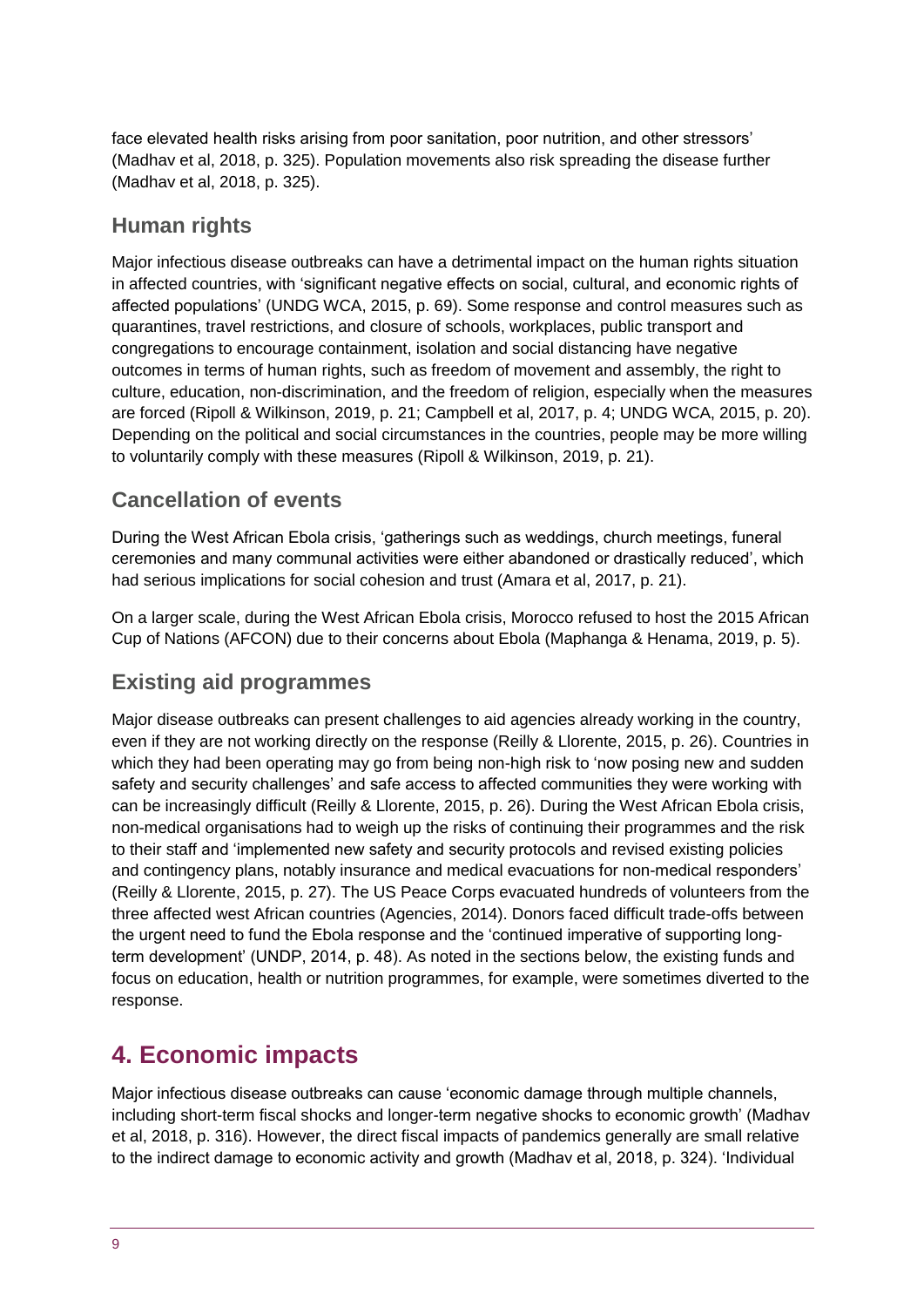face elevated health risks arising from poor sanitation, poor nutrition, and other stressors' (Madhav et al, 2018, p. 325). Population movements also risk spreading the disease further (Madhav et al, 2018, p. 325).

### Human rights

Major infectious disease outbreaks can have a detrimental impact on the human rights situation in affected countries, with 'significant negative effects on social, cultural, and economic rights of affected populations' (UNDG WCA, 2015, p. 69). Some response and control measures such as quarantines, travel restrictions, and closure of schools, workplaces, public transport and congregations to encourage containment, isolation and social distancing have negative outcomes in terms of human rights, such as freedom of movement and assembly, the right to culture, education, non-discrimination, and the freedom of religion, especially when the measures are forced (Ripoll & Wilkinson, 2019, p. 21; Campbell et al, 2017, p. 4; UNDG WCA, 2015, p. 20). Depending on the political and social circumstances in the countries, people may be more willing to voluntarily comply with these measures (Ripoll & Wilkinson, 2019, p. 21).

### Cancellation of events

During the West African Ebola crisis, 'gatherings such as weddings, church meetings, funeral ceremonies and many communal activities were either abandoned or drastically reduced', which had serious implications for social cohesion and trust (Amara et al, 2017, p. 21).

On a larger scale, during the West African Ebola crisis, Morocco refused to host the 2015 African Cup of Nations (AFCON) due to their concerns about Ebola (Maphanga & Henama, 2019, p. 5).

### Existing aid programmes

Major disease outbreaks can present challenges to aid agencies already working in the country, even if they are not working directly on the response (Reilly & Llorente, 2015, p. 26). Countries in which they had been operating may go from being non-high risk to 'now posing new and sudden safety and security challenges' and safe access to affected communities they were working with can be increasingly difficult (Reilly & Llorente, 2015, p. 26). During the West African Ebola crisis, non-medical organisations had to weigh up the risks of continuing their programmes and the risk to their staff and 'implemented new safety and security protocols and revised existing policies and contingency plans, notably insurance and medical evacuations for non-medical responders' (Reilly & Llorente, 2015, p. 27). The US Peace Corps evacuated hundreds of volunteers from the three affected west African countries (Agencies, 2014). Donors faced difficult trade-offs between the urgent need to fund the Ebola response and the 'continued imperative of supporting long-term development' (UNDP, 2014, p. 48). As noted in the sections below, the existing funds and focus on education, health or nutrition programmes, for example, were sometimes diverted to the response.

## 4. Economic impacts

Major infectious disease outbreaks can cause 'economic damage through multiple channels, including short-term fiscal shocks and longer-term negative shocks to economic growth' (Madhav et al, 2018, p. 316). However, the direct fiscal impacts of pandemics generally are small relative to the indirect damage to economic activity and growth (Madhav et al, 2018, p. 324). 'Individual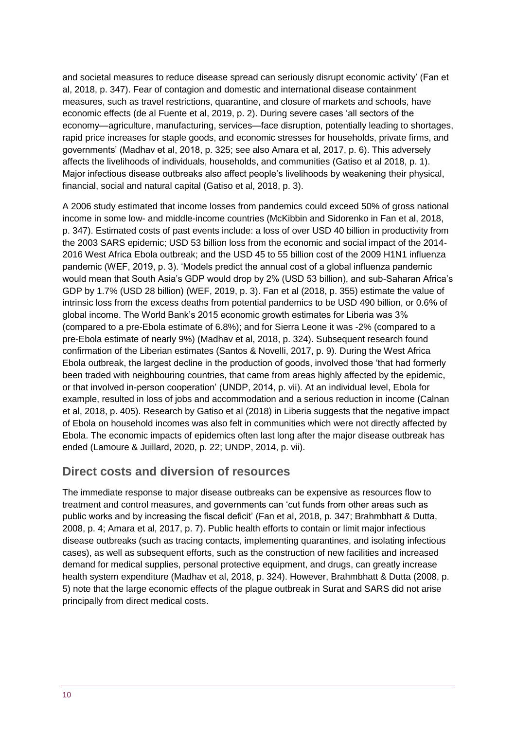and societal measures to reduce disease spread can seriously disrupt economic activity' (Fan et al, 2018, p. 347). Fear of contagion and domestic and international disease containment measures, such as travel restrictions, quarantine, and closure of markets and schools, have economic effects (de al Fuente et al, 2019, p. 2). During severe cases 'all sectors of the economy—agriculture, manufacturing, services—face disruption, potentially leading to shortages, rapid price increases for staple goods, and economic stresses for households, private firms, and governments' (Madhav et al, 2018, p. 325; see also Amara et al, 2017, p. 6). This adversely affects the livelihoods of individuals, households, and communities (Gatiso et al 2018, p. 1). Major infectious disease outbreaks also affect people's livelihoods by weakening their physical, financial, social and natural capital (Gatiso et al, 2018, p. 3).

A 2006 study estimated that income losses from pandemics could exceed 50% of gross national income in some low- and middle-income countries (McKibbin and Sidorenko in Fan et al, 2018, p. 347). Estimated costs of past events include: a loss of over USD 40 billion in productivity from the 2003 SARS epidemic; USD 53 billion loss from the economic and social impact of the 2014-2016 West Africa Ebola outbreak; and the USD 45 to 55 billion cost of the 2009 H1N1 influenza pandemic (WEF, 2019, p. 3). 'Models predict the annual cost of a global influenza pandemic would mean that South Asia's GDP would drop by 2% (USD 53 billion), and sub-Saharan Africa's GDP by 1.7% (USD 28 billion) (WEF, 2019, p. 3). Fan et al (2018, p. 355) estimate the value of intrinsic loss from the excess deaths from potential pandemics to be USD 490 billion, or 0.6% of global income. The World Bank's 2015 economic growth estimates for Liberia was 3% (compared to a pre-Ebola estimate of 6.8%); and for Sierra Leone it was -2% (compared to a pre-Ebola estimate of nearly 9%) (Madhav et al, 2018, p. 324). Subsequent research found confirmation of the Liberian estimates (Santos & Novelli, 2017, p. 9). During the West Africa Ebola outbreak, the largest decline in the production of goods, involved those 'that had formerly been traded with neighbouring countries, that came from areas highly affected by the epidemic, or that involved in-person cooperation' (UNDP, 2014, p. vii). At an individual level, Ebola for example, resulted in loss of jobs and accommodation and a serious reduction in income (Calnan et al, 2018, p. 405). Research by Gatiso et al (2018) in Liberia suggests that the negative impact of Ebola on household incomes was also felt in communities which were not directly affected by Ebola. The economic impacts of epidemics often last long after the major disease outbreak has ended (Lamoure & Juillard, 2020, p. 22; UNDP, 2014, p. vii).

## Direct costs and diversion of resources

The immediate response to major disease outbreaks can be expensive as resources flow to treatment and control measures, and governments can 'cut funds from other areas such as public works and by increasing the fiscal deficit' (Fan et al, 2018, p. 347; Brahmbhatt & Dutta, 2008, p. 4; Amara et al, 2017, p. 7). Public health efforts to contain or limit major infectious disease outbreaks (such as tracing contacts, implementing quarantines, and isolating infectious cases), as well as subsequent efforts, such as the construction of new facilities and increased demand for medical supplies, personal protective equipment, and drugs, can greatly increase health system expenditure (Madhav et al, 2018, p. 324). However, Brahmbhatt & Dutta (2008, p. 5) note that the large economic effects of the plague outbreak in Surat and SARS did not arise principally from direct medical costs.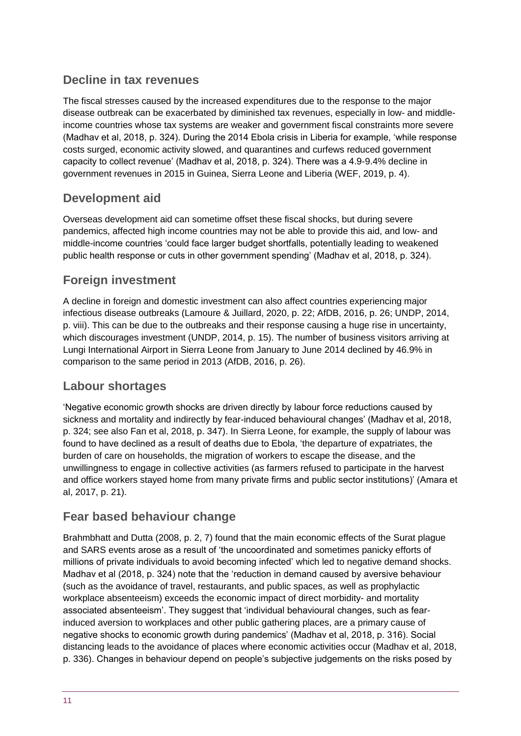## Decline in tax revenues

The fiscal stresses caused by the increased expenditures due to the response to the major disease outbreak can be exacerbated by diminished tax revenues, especially in low- and middle-income countries whose tax systems are weaker and government fiscal constraints more severe (Madhav et al, 2018, p. 324). During the 2014 Ebola crisis in Liberia for example, 'while response costs surged, economic activity slowed, and quarantines and curfews reduced government capacity to collect revenue' (Madhav et al, 2018, p. 324). There was a 4.9-9.4% decline in government revenues in 2015 in Guinea, Sierra Leone and Liberia (WEF, 2019, p. 4).

## Development aid

Overseas development aid can sometime offset these fiscal shocks, but during severe pandemics, affected high income countries may not be able to provide this aid, and low- and middle-income countries 'could face larger budget shortfalls, potentially leading to weakened public health response or cuts in other government spending' (Madhav et al, 2018, p. 324).

## Foreign investment

A decline in foreign and domestic investment can also affect countries experiencing major infectious disease outbreaks (Lamoure & Juillard, 2020, p. 22; AfDB, 2016, p. 26; UNDP, 2014, p. viii). This can be due to the outbreaks and their response causing a huge rise in uncertainty, which discourages investment (UNDP, 2014, p. 15). The number of business visitors arriving at Lungi International Airport in Sierra Leone from January to June 2014 declined by 46.9% in comparison to the same period in 2013 (AfDB, 2016, p. 26).

## Labour shortages

'Negative economic growth shocks are driven directly by labour force reductions caused by sickness and mortality and indirectly by fear-induced behavioural changes' (Madhav et al, 2018, p. 324; see also Fan et al, 2018, p. 347). In Sierra Leone, for example, the supply of labour was found to have declined as a result of deaths due to Ebola, 'the departure of expatriates, the burden of care on households, the migration of workers to escape the disease, and the unwillingness to engage in collective activities (as farmers refused to participate in the harvest and office workers stayed home from many private firms and public sector institutions)' (Amara et al, 2017, p. 21).

## Fear based behaviour change

Brahmbhatt and Dutta (2008, p. 2, 7) found that the main economic effects of the Surat plague and SARS events arose as a result of 'the uncoordinated and sometimes panicky efforts of millions of private individuals to avoid becoming infected' which led to negative demand shocks. Madhav et al (2018, p. 324) note that the 'reduction in demand caused by aversive behaviour (such as the avoidance of travel, restaurants, and public spaces, as well as prophylactic workplace absenteeism) exceeds the economic impact of direct morbidity- and mortality associated absenteeism'. They suggest that 'individual behavioural changes, such as fear-induced aversion to workplaces and other public gathering places, are a primary cause of negative shocks to economic growth during pandemics' (Madhav et al, 2018, p. 316). Social distancing leads to the avoidance of places where economic activities occur (Madhav et al, 2018, p. 336). Changes in behaviour depend on people's subjective judgements on the risks posed by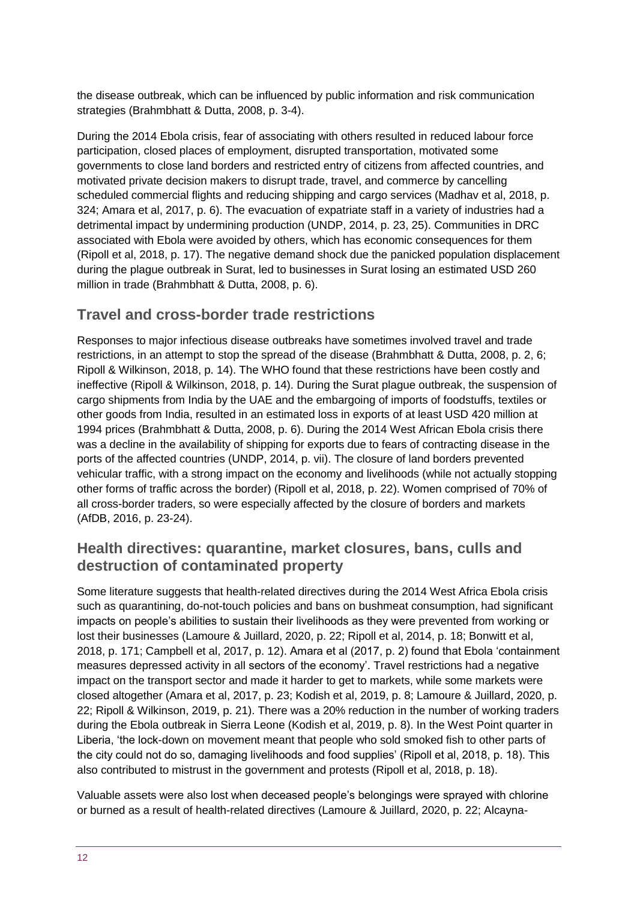the disease outbreak, which can be influenced by public information and risk communication strategies (Brahmbhatt & Dutta, 2008, p. 3-4).

During the 2014 Ebola crisis, fear of associating with others resulted in reduced labour force participation, closed places of employment, disrupted transportation, motivated some governments to close land borders and restricted entry of citizens from affected countries, and motivated private decision makers to disrupt trade, travel, and commerce by cancelling scheduled commercial flights and reducing shipping and cargo services (Madhav et al, 2018, p. 324; Amara et al, 2017, p. 6). The evacuation of expatriate staff in a variety of industries had a detrimental impact by undermining production (UNDP, 2014, p. 23, 25). Communities in DRC associated with Ebola were avoided by others, which has economic consequences for them (Ripoll et al, 2018, p. 17). The negative demand shock due the panicked population displacement during the plague outbreak in Surat, led to businesses in Surat losing an estimated USD 260 million in trade (Brahmbhatt & Dutta, 2008, p. 6).

## Travel and cross-border trade restrictions

Responses to major infectious disease outbreaks have sometimes involved travel and trade restrictions, in an attempt to stop the spread of the disease (Brahmbhatt & Dutta, 2008, p. 2, 6; Ripoll & Wilkinson, 2018, p. 14). The WHO found that these restrictions have been costly and ineffective (Ripoll & Wilkinson, 2018, p. 14). During the Surat plague outbreak, the suspension of cargo shipments from India by the UAE and the embargoing of imports of foodstuffs, textiles or other goods from India, resulted in an estimated loss in exports of at least USD 420 million at 1994 prices (Brahmbhatt & Dutta, 2008, p. 6). During the 2014 West African Ebola crisis there was a decline in the availability of shipping for exports due to fears of contracting disease in the ports of the affected countries (UNDP, 2014, p. vii). The closure of land borders prevented vehicular traffic, with a strong impact on the economy and livelihoods (while not actually stopping other forms of traffic across the border) (Ripoll et al, 2018, p. 22). Women comprised of 70% of all cross-border traders, so were especially affected by the closure of borders and markets (AfDB, 2016, p. 23-24).

## Health directives: quarantine, market closures, bans, culls and destruction of contaminated property

Some literature suggests that health-related directives during the 2014 West Africa Ebola crisis such as quarantining, do-not-touch policies and bans on bushmeat consumption, had significant impacts on people's abilities to sustain their livelihoods as they were prevented from working or lost their businesses (Lamoure & Juillard, 2020, p. 22; Ripoll et al, 2014, p. 18; Bonwitt et al, 2018, p. 171; Campbell et al, 2017, p. 12). Amara et al (2017, p. 2) found that Ebola 'containment measures depressed activity in all sectors of the economy'. Travel restrictions had a negative impact on the transport sector and made it harder to get to markets, while some markets were closed altogether (Amara et al, 2017, p. 23; Kodish et al, 2019, p. 8; Lamoure & Juillard, 2020, p. 22; Ripoll & Wilkinson, 2019, p. 21). There was a 20% reduction in the number of working traders during the Ebola outbreak in Sierra Leone (Kodish et al, 2019, p. 8). In the West Point quarter in Liberia, 'the lock-down on movement meant that people who sold smoked fish to other parts of the city could not do so, damaging livelihoods and food supplies' (Ripoll et al, 2018, p. 18). This also contributed to mistrust in the government and protests (Ripoll et al, 2018, p. 18).

Valuable assets were also lost when deceased people's belongings were sprayed with chlorine or burned as a result of health-related directives (Lamoure & Juillard, 2020, p. 22; Alcayna-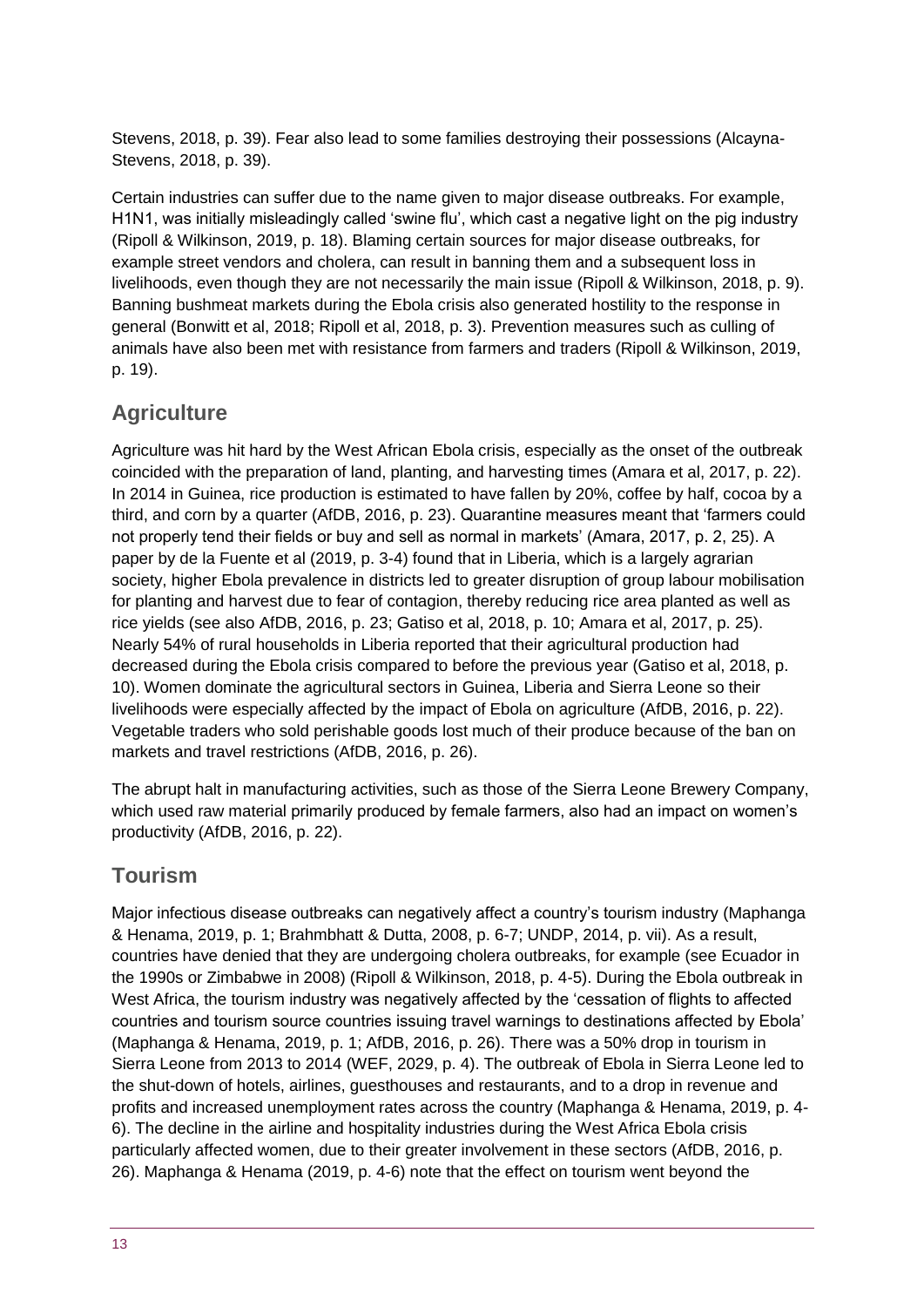Stevens, 2018, p. 39). Fear also lead to some families destroying their possessions (Alcayna-Stevens, 2018, p. 39).

Certain industries can suffer due to the name given to major disease outbreaks. For example, H1N1, was initially misleadingly called 'swine flu', which cast a negative light on the pig industry (Ripoll & Wilkinson, 2019, p. 18). Blaming certain sources for major disease outbreaks, for example street vendors and cholera, can result in banning them and a subsequent loss in livelihoods, even though they are not necessarily the main issue (Ripoll & Wilkinson, 2018, p. 9). Banning bushmeat markets during the Ebola crisis also generated hostility to the response in general (Bonwitt et al, 2018; Ripoll et al, 2018, p. 3). Prevention measures such as culling of animals have also been met with resistance from farmers and traders (Ripoll & Wilkinson, 2019, p. 19).

## Agriculture

Agriculture was hit hard by the West African Ebola crisis, especially as the onset of the outbreak coincided with the preparation of land, planting, and harvesting times (Amara et al, 2017, p. 22). In 2014 in Guinea, rice production is estimated to have fallen by 20%, coffee by half, cocoa by a third, and corn by a quarter (AfDB, 2016, p. 23). Quarantine measures meant that 'farmers could not properly tend their fields or buy and sell as normal in markets' (Amara, 2017, p. 2, 25). A paper by de la Fuente et al (2019, p. 3-4) found that in Liberia, which is a largely agrarian society, higher Ebola prevalence in districts led to greater disruption of group labour mobilisation for planting and harvest due to fear of contagion, thereby reducing rice area planted as well as rice yields (see also AfDB, 2016, p. 23; Gatiso et al, 2018, p. 10; Amara et al, 2017, p. 25). Nearly 54% of rural households in Liberia reported that their agricultural production had decreased during the Ebola crisis compared to before the previous year (Gatiso et al, 2018, p. 10). Women dominate the agricultural sectors in Guinea, Liberia and Sierra Leone so their livelihoods were especially affected by the impact of Ebola on agriculture (AfDB, 2016, p. 22). Vegetable traders who sold perishable goods lost much of their produce because of the ban on markets and travel restrictions (AfDB, 2016, p. 26).

The abrupt halt in manufacturing activities, such as those of the Sierra Leone Brewery Company, which used raw material primarily produced by female farmers, also had an impact on women's productivity (AfDB, 2016, p. 22).

## Tourism

Major infectious disease outbreaks can negatively affect a country's tourism industry (Maphanga & Henama, 2019, p. 1; Brahmbhatt & Dutta, 2008, p. 6-7; UNDP, 2014, p. vii). As a result, countries have denied that they are undergoing cholera outbreaks, for example (see Ecuador in the 1990s or Zimbabwe in 2008) (Ripoll & Wilkinson, 2018, p. 4-5). During the Ebola outbreak in West Africa, the tourism industry was negatively affected by the 'cessation of flights to affected countries and tourism source countries issuing travel warnings to destinations affected by Ebola' (Maphanga & Henama, 2019, p. 1; AfDB, 2016, p. 26). There was a 50% drop in tourism in Sierra Leone from 2013 to 2014 (WEF, 2029, p. 4). The outbreak of Ebola in Sierra Leone led to the shut-down of hotels, airlines, guesthouses and restaurants, and to a drop in revenue and profits and increased unemployment rates across the country (Maphanga & Henama, 2019, p. 4-6). The decline in the airline and hospitality industries during the West Africa Ebola crisis particularly affected women, due to their greater involvement in these sectors (AfDB, 2016, p. 26). Maphanga & Henama (2019, p. 4-6) note that the effect on tourism went beyond the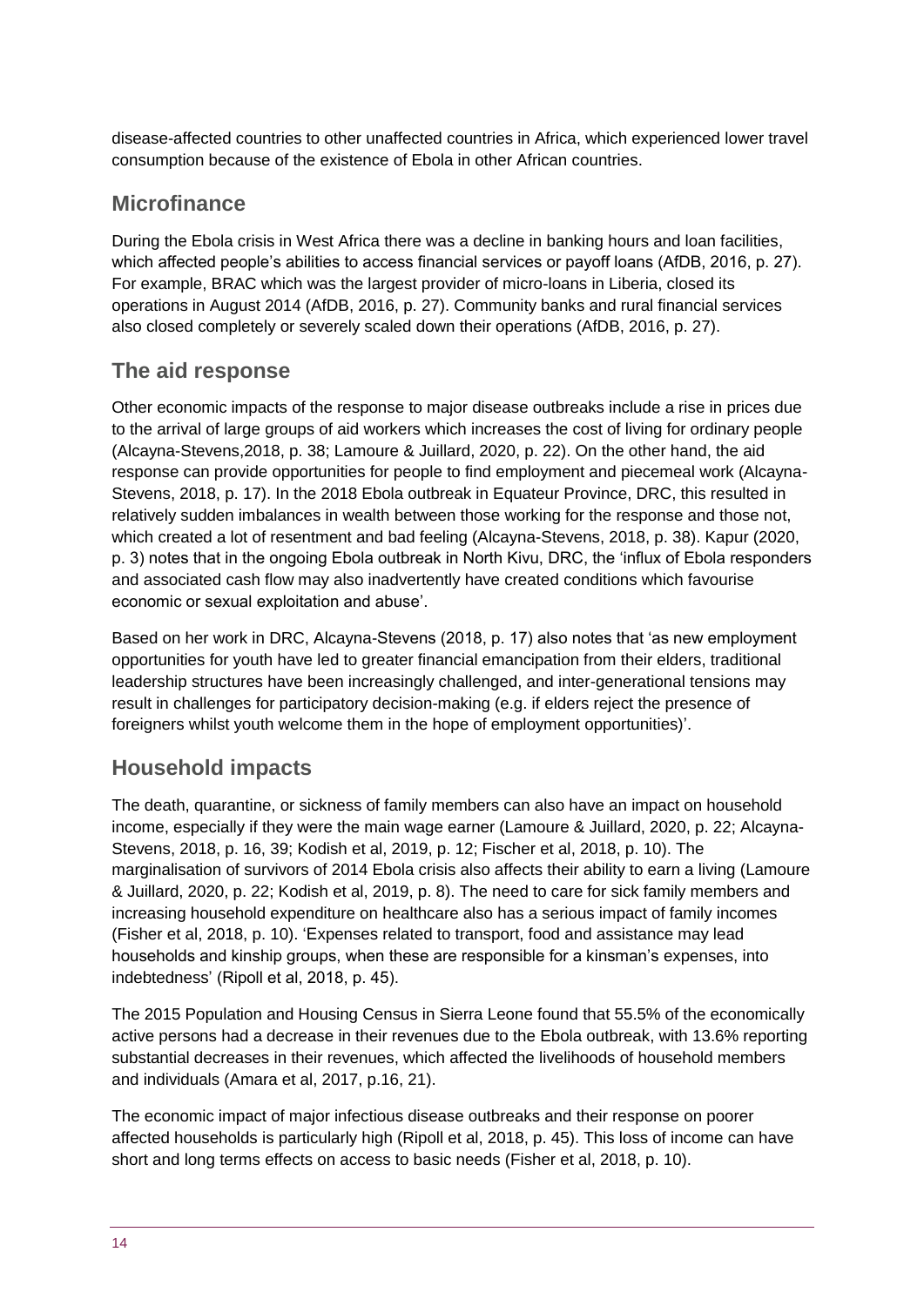disease-affected countries to other unaffected countries in Africa, which experienced lower travel consumption because of the existence of Ebola in other African countries.

## Microfinance

During the Ebola crisis in West Africa there was a decline in banking hours and loan facilities, which affected people's abilities to access financial services or payoff loans (AfDB, 2016, p. 27). For example, BRAC which was the largest provider of micro-loans in Liberia, closed its operations in August 2014 (AfDB, 2016, p. 27). Community banks and rural financial services also closed completely or severely scaled down their operations (AfDB, 2016, p. 27).

## The aid response

Other economic impacts of the response to major disease outbreaks include a rise in prices due to the arrival of large groups of aid workers which increases the cost of living for ordinary people (Alcayna-Stevens,2018, p. 38; Lamoure & Juillard, 2020, p. 22). On the other hand, the aid response can provide opportunities for people to find employment and piecemeal work (Alcayna-Stevens, 2018, p. 17). In the 2018 Ebola outbreak in Equateur Province, DRC, this resulted in relatively sudden imbalances in wealth between those working for the response and those not, which created a lot of resentment and bad feeling (Alcayna-Stevens, 2018, p. 38). Kapur (2020, p. 3) notes that in the ongoing Ebola outbreak in North Kivu, DRC, the 'influx of Ebola responders and associated cash flow may also inadvertently have created conditions which favourise economic or sexual exploitation and abuse'.

Based on her work in DRC, Alcayna-Stevens (2018, p. 17) also notes that 'as new employment opportunities for youth have led to greater financial emancipation from their elders, traditional leadership structures have been increasingly challenged, and inter-generational tensions may result in challenges for participatory decision-making (e.g. if elders reject the presence of foreigners whilst youth welcome them in the hope of employment opportunities)'.

## Household impacts

The death, quarantine, or sickness of family members can also have an impact on household income, especially if they were the main wage earner (Lamoure & Juillard, 2020, p. 22; Alcayna-Stevens, 2018, p. 16, 39; Kodish et al, 2019, p. 12; Fischer et al, 2018, p. 10). The marginalisation of survivors of 2014 Ebola crisis also affects their ability to earn a living (Lamoure & Juillard, 2020, p. 22; Kodish et al, 2019, p. 8). The need to care for sick family members and increasing household expenditure on healthcare also has a serious impact of family incomes (Fisher et al, 2018, p. 10). 'Expenses related to transport, food and assistance may lead households and kinship groups, when these are responsible for a kinsman's expenses, into indebtedness' (Ripoll et al, 2018, p. 45).

The 2015 Population and Housing Census in Sierra Leone found that 55.5% of the economically active persons had a decrease in their revenues due to the Ebola outbreak, with 13.6% reporting substantial decreases in their revenues, which affected the livelihoods of household members and individuals (Amara et al, 2017, p.16, 21).

The economic impact of major infectious disease outbreaks and their response on poorer affected households is particularly high (Ripoll et al, 2018, p. 45). This loss of income can have short and long terms effects on access to basic needs (Fisher et al, 2018, p. 10).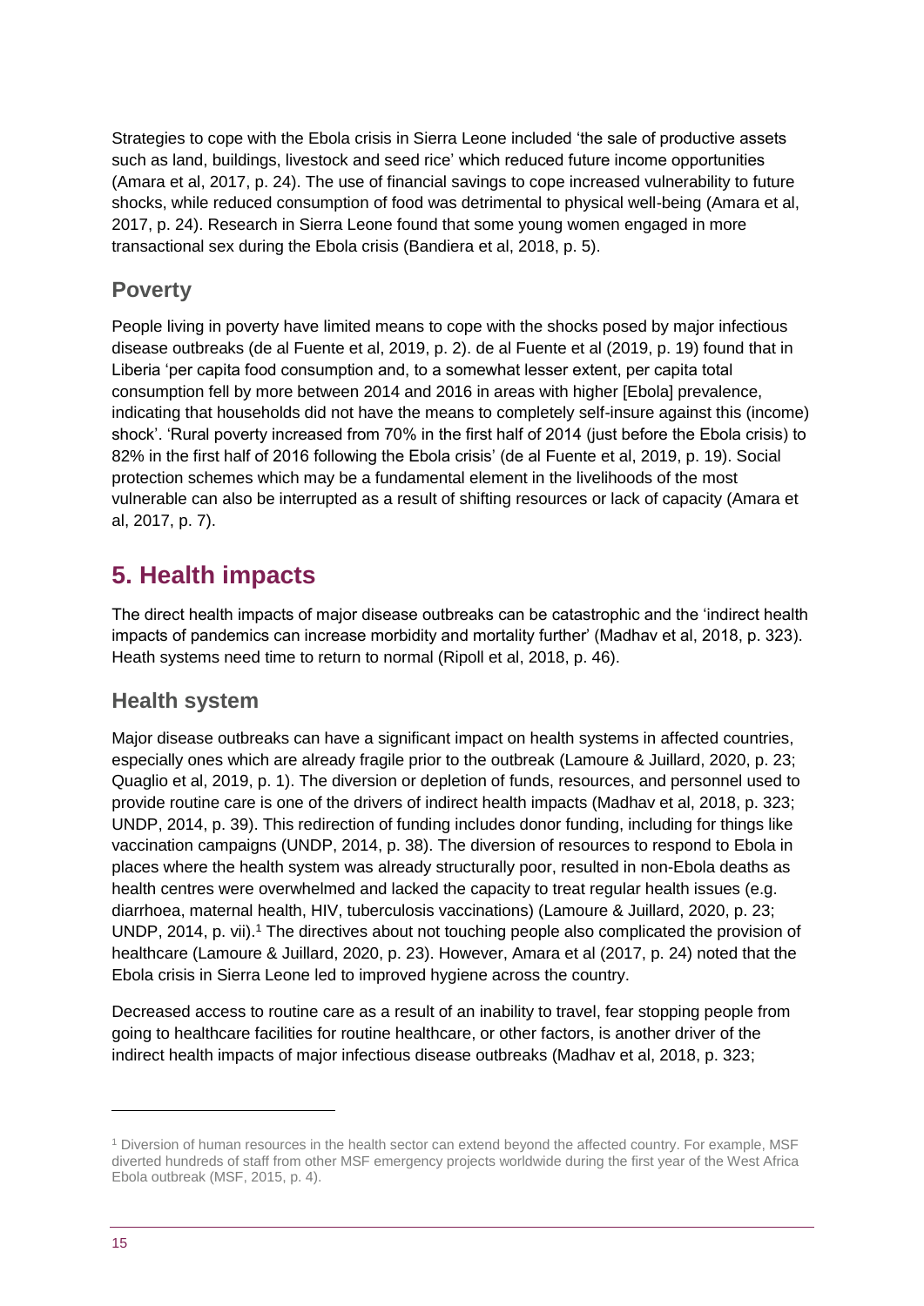Strategies to cope with the Ebola crisis in Sierra Leone included 'the sale of productive assets such as land, buildings, livestock and seed rice' which reduced future income opportunities (Amara et al, 2017, p. 24). The use of financial savings to cope increased vulnerability to future shocks, while reduced consumption of food was detrimental to physical well-being (Amara et al, 2017, p. 24). Research in Sierra Leone found that some young women engaged in more transactional sex during the Ebola crisis (Bandiera et al, 2018, p. 5).

### Poverty

People living in poverty have limited means to cope with the shocks posed by major infectious disease outbreaks (de al Fuente et al, 2019, p. 2). de al Fuente et al (2019, p. 19) found that in Liberia 'per capita food consumption and, to a somewhat lesser extent, per capita total consumption fell by more between 2014 and 2016 in areas with higher [Ebola] prevalence, indicating that households did not have the means to completely self-insure against this (income) shock'. 'Rural poverty increased from 70% in the first half of 2014 (just before the Ebola crisis) to 82% in the first half of 2016 following the Ebola crisis' (de al Fuente et al, 2019, p. 19). Social protection schemes which may be a fundamental element in the livelihoods of the most vulnerable can also be interrupted as a result of shifting resources or lack of capacity (Amara et al, 2017, p. 7).

## 5. Health impacts

The direct health impacts of major disease outbreaks can be catastrophic and the 'indirect health impacts of pandemics can increase morbidity and mortality further' (Madhav et al, 2018, p. 323). Heath systems need time to return to normal (Ripoll et al, 2018, p. 46).

### Health system

Major disease outbreaks can have a significant impact on health systems in affected countries, especially ones which are already fragile prior to the outbreak (Lamoure & Juillard, 2020, p. 23; Quaglio et al, 2019, p. 1). The diversion or depletion of funds, resources, and personnel used to provide routine care is one of the drivers of indirect health impacts (Madhav et al, 2018, p. 323; UNDP, 2014, p. 39). This redirection of funding includes donor funding, including for things like vaccination campaigns (UNDP, 2014, p. 38). The diversion of resources to respond to Ebola in places where the health system was already structurally poor, resulted in non-Ebola deaths as health centres were overwhelmed and lacked the capacity to treat regular health issues (e.g. diarrhoea, maternal health, HIV, tuberculosis vaccinations) (Lamoure & Juillard, 2020, p. 23; UNDP, 2014, p. vii).[1] The directives about not touching people also complicated the provision of healthcare (Lamoure & Juillard, 2020, p. 23). However, Amara et al (2017, p. 24) noted that the Ebola crisis in Sierra Leone led to improved hygiene across the country.

Decreased access to routine care as a result of an inability to travel, fear stopping people from going to healthcare facilities for routine healthcare, or other factors, is another driver of the indirect health impacts of major infectious disease outbreaks (Madhav et al, 2018, p. 323;

---

[1] Diversion of human resources in the health sector can extend beyond the affected country. For example, MSF diverted hundreds of staff from other MSF emergency projects worldwide during the first year of the West Africa Ebola outbreak (MSF, 2015, p. 4).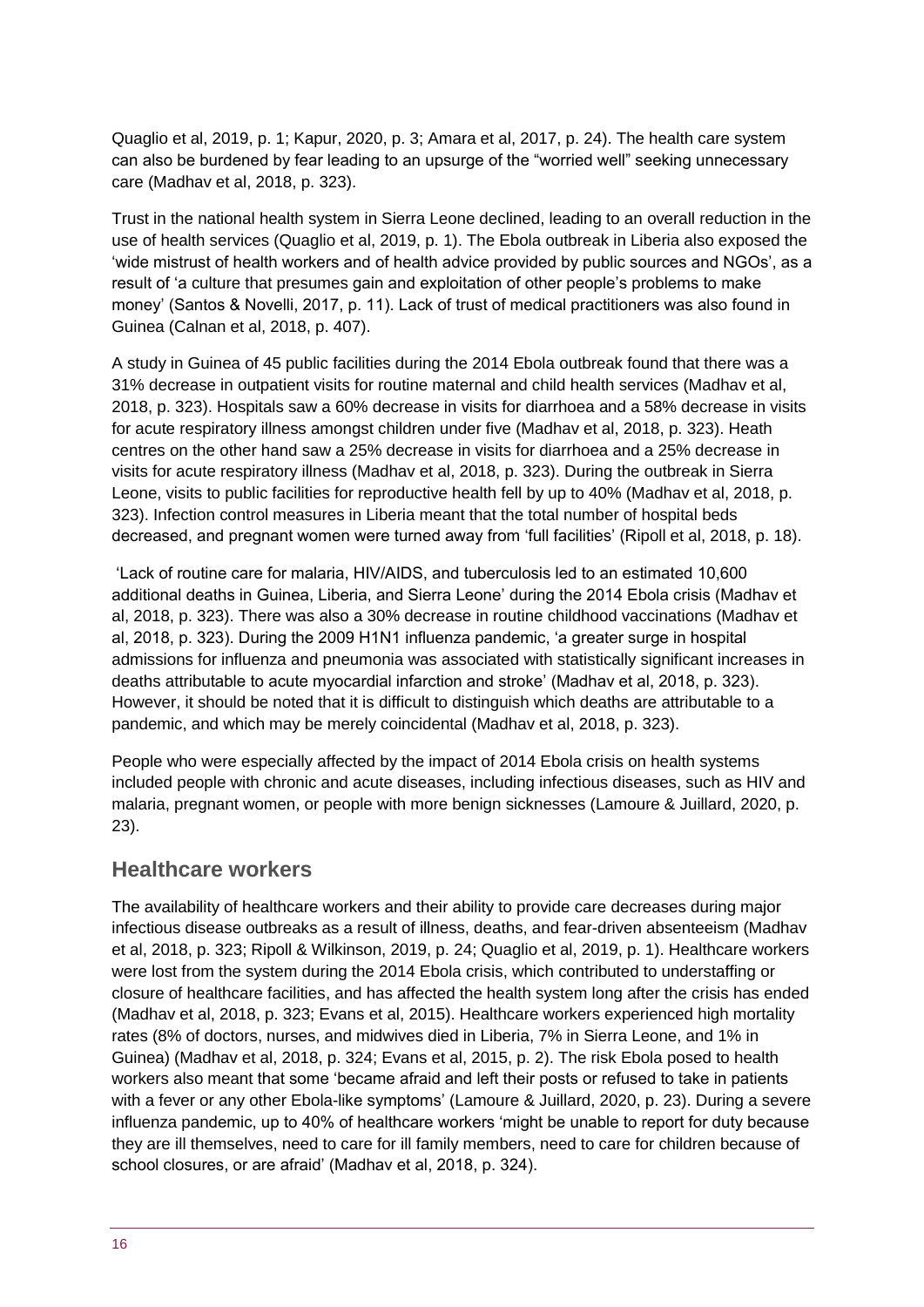Quaglio et al, 2019, p. 1; Kapur, 2020, p. 3; Amara et al, 2017, p. 24). The health care system can also be burdened by fear leading to an upsurge of the "worried well" seeking unnecessary care (Madhav et al, 2018, p. 323).

Trust in the national health system in Sierra Leone declined, leading to an overall reduction in the use of health services (Quaglio et al, 2019, p. 1). The Ebola outbreak in Liberia also exposed the 'wide mistrust of health workers and of health advice provided by public sources and NGOs', as a result of 'a culture that presumes gain and exploitation of other people's problems to make money' (Santos & Novelli, 2017, p. 11). Lack of trust of medical practitioners was also found in Guinea (Calnan et al, 2018, p. 407).

A study in Guinea of 45 public facilities during the 2014 Ebola outbreak found that there was a 31% decrease in outpatient visits for routine maternal and child health services (Madhav et al, 2018, p. 323). Hospitals saw a 60% decrease in visits for diarrhoea and a 58% decrease in visits for acute respiratory illness amongst children under five (Madhav et al, 2018, p. 323). Heath centres on the other hand saw a 25% decrease in visits for diarrhoea and a 25% decrease in visits for acute respiratory illness (Madhav et al, 2018, p. 323). During the outbreak in Sierra Leone, visits to public facilities for reproductive health fell by up to 40% (Madhav et al, 2018, p. 323). Infection control measures in Liberia meant that the total number of hospital beds decreased, and pregnant women were turned away from 'full facilities' (Ripoll et al, 2018, p. 18).

'Lack of routine care for malaria, HIV/AIDS, and tuberculosis led to an estimated 10,600 additional deaths in Guinea, Liberia, and Sierra Leone' during the 2014 Ebola crisis (Madhav et al, 2018, p. 323). There was also a 30% decrease in routine childhood vaccinations (Madhav et al, 2018, p. 323). During the 2009 H1N1 influenza pandemic, 'a greater surge in hospital admissions for influenza and pneumonia was associated with statistically significant increases in deaths attributable to acute myocardial infarction and stroke' (Madhav et al, 2018, p. 323). However, it should be noted that it is difficult to distinguish which deaths are attributable to a pandemic, and which may be merely coincidental (Madhav et al, 2018, p. 323).

People who were especially affected by the impact of 2014 Ebola crisis on health systems included people with chronic and acute diseases, including infectious diseases, such as HIV and malaria, pregnant women, or people with more benign sicknesses (Lamoure & Juillard, 2020, p. 23).

## Healthcare workers

The availability of healthcare workers and their ability to provide care decreases during major infectious disease outbreaks as a result of illness, deaths, and fear-driven absenteeism (Madhav et al, 2018, p. 323; Ripoll & Wilkinson, 2019, p. 24; Quaglio et al, 2019, p. 1). Healthcare workers were lost from the system during the 2014 Ebola crisis, which contributed to understaffing or closure of healthcare facilities, and has affected the health system long after the crisis has ended (Madhav et al, 2018, p. 323; Evans et al, 2015). Healthcare workers experienced high mortality rates (8% of doctors, nurses, and midwives died in Liberia, 7% in Sierra Leone, and 1% in Guinea) (Madhav et al, 2018, p. 324; Evans et al, 2015, p. 2). The risk Ebola posed to health workers also meant that some 'became afraid and left their posts or refused to take in patients with a fever or any other Ebola-like symptoms' (Lamoure & Juillard, 2020, p. 23). During a severe influenza pandemic, up to 40% of healthcare workers 'might be unable to report for duty because they are ill themselves, need to care for ill family members, need to care for children because of school closures, or are afraid' (Madhav et al, 2018, p. 324).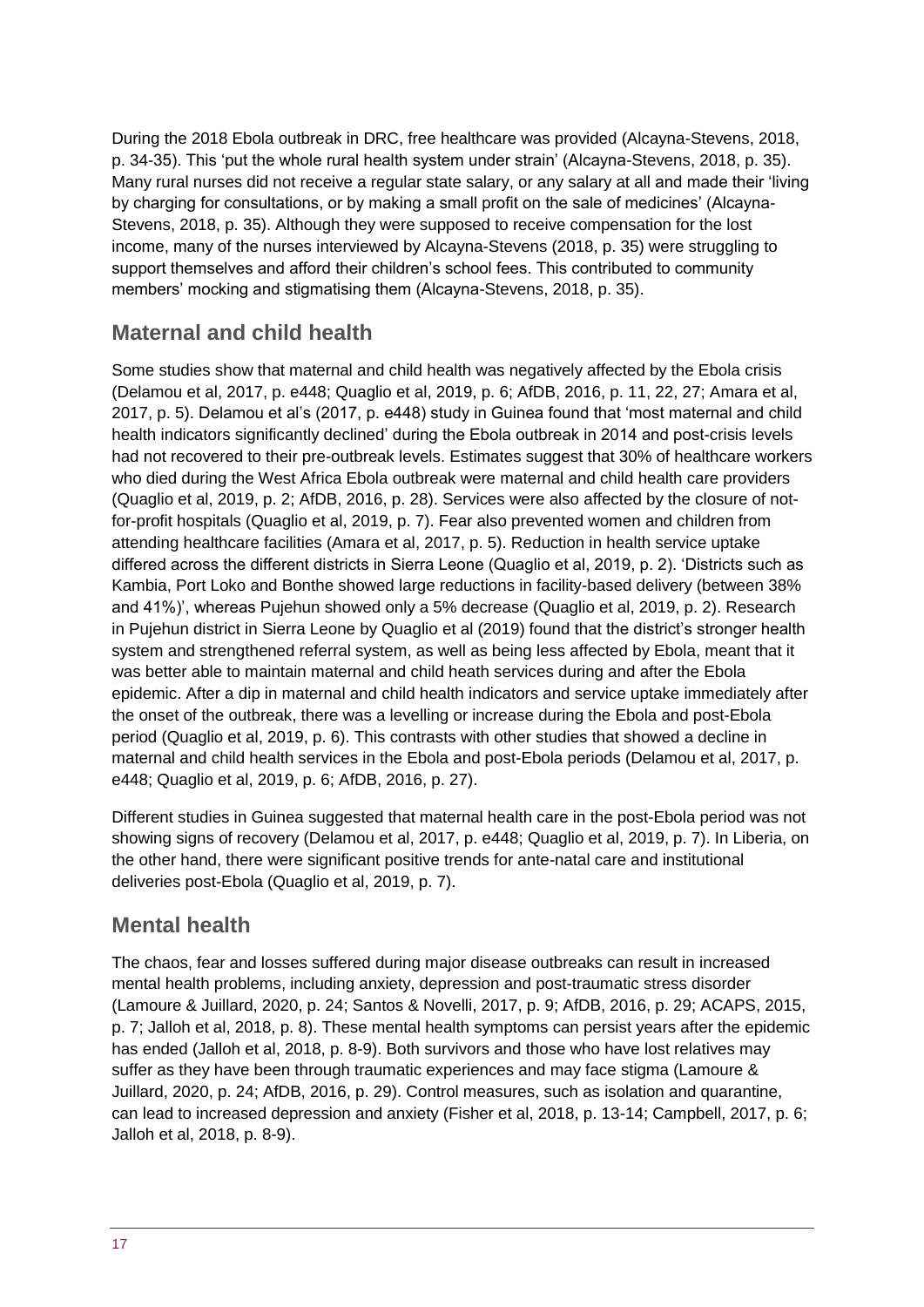During the 2018 Ebola outbreak in DRC, free healthcare was provided (Alcayna-Stevens, 2018, p. 34-35). This 'put the whole rural health system under strain' (Alcayna-Stevens, 2018, p. 35). Many rural nurses did not receive a regular state salary, or any salary at all and made their 'living by charging for consultations, or by making a small profit on the sale of medicines' (Alcayna-Stevens, 2018, p. 35). Although they were supposed to receive compensation for the lost income, many of the nurses interviewed by Alcayna-Stevens (2018, p. 35) were struggling to support themselves and afford their children's school fees. This contributed to community members' mocking and stigmatising them (Alcayna-Stevens, 2018, p. 35).

## Maternal and child health

Some studies show that maternal and child health was negatively affected by the Ebola crisis (Delamou et al, 2017, p. e448; Quaglio et al, 2019, p. 6; AfDB, 2016, p. 11, 22, 27; Amara et al, 2017, p. 5). Delamou et al's (2017, p. e448) study in Guinea found that 'most maternal and child health indicators significantly declined' during the Ebola outbreak in 2014 and post-crisis levels had not recovered to their pre-outbreak levels. Estimates suggest that 30% of healthcare workers who died during the West Africa Ebola outbreak were maternal and child health care providers (Quaglio et al, 2019, p. 2; AfDB, 2016, p. 28). Services were also affected by the closure of not-for-profit hospitals (Quaglio et al, 2019, p. 7). Fear also prevented women and children from attending healthcare facilities (Amara et al, 2017, p. 5). Reduction in health service uptake differed across the different districts in Sierra Leone (Quaglio et al, 2019, p. 2). 'Districts such as Kambia, Port Loko and Bonthe showed large reductions in facility-based delivery (between 38% and 41%)', whereas Pujehun showed only a 5% decrease (Quaglio et al, 2019, p. 2). Research in Pujehun district in Sierra Leone by Quaglio et al (2019) found that the district's stronger health system and strengthened referral system, as well as being less affected by Ebola, meant that it was better able to maintain maternal and child heath services during and after the Ebola epidemic. After a dip in maternal and child health indicators and service uptake immediately after the onset of the outbreak, there was a levelling or increase during the Ebola and post-Ebola period (Quaglio et al, 2019, p. 6). This contrasts with other studies that showed a decline in maternal and child health services in the Ebola and post-Ebola periods (Delamou et al, 2017, p. e448; Quaglio et al, 2019, p. 6; AfDB, 2016, p. 27).

Different studies in Guinea suggested that maternal health care in the post-Ebola period was not showing signs of recovery (Delamou et al, 2017, p. e448; Quaglio et al, 2019, p. 7). In Liberia, on the other hand, there were significant positive trends for ante-natal care and institutional deliveries post-Ebola (Quaglio et al, 2019, p. 7).

## Mental health

The chaos, fear and losses suffered during major disease outbreaks can result in increased mental health problems, including anxiety, depression and post-traumatic stress disorder (Lamoure & Juillard, 2020, p. 24; Santos & Novelli, 2017, p. 9; AfDB, 2016, p. 29; ACAPS, 2015, p. 7; Jalloh et al, 2018, p. 8). These mental health symptoms can persist years after the epidemic has ended (Jalloh et al, 2018, p. 8-9). Both survivors and those who have lost relatives may suffer as they have been through traumatic experiences and may face stigma (Lamoure & Juillard, 2020, p. 24; AfDB, 2016, p. 29). Control measures, such as isolation and quarantine, can lead to increased depression and anxiety (Fisher et al, 2018, p. 13-14; Campbell, 2017, p. 6; Jalloh et al, 2018, p. 8-9).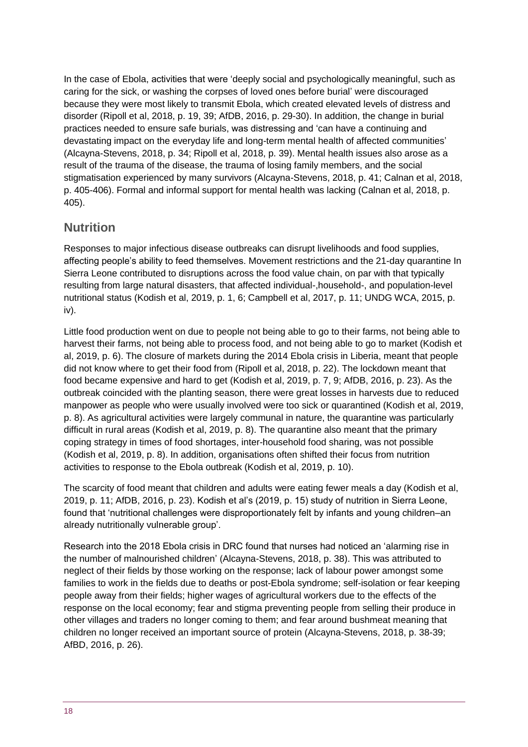In the case of Ebola, activities that were 'deeply social and psychologically meaningful, such as caring for the sick, or washing the corpses of loved ones before burial' were discouraged because they were most likely to transmit Ebola, which created elevated levels of distress and disorder (Ripoll et al, 2018, p. 19, 39; AfDB, 2016, p. 29-30). In addition, the change in burial practices needed to ensure safe burials, was distressing and 'can have a continuing and devastating impact on the everyday life and long-term mental health of affected communities' (Alcayna-Stevens, 2018, p. 34; Ripoll et al, 2018, p. 39). Mental health issues also arose as a result of the trauma of the disease, the trauma of losing family members, and the social stigmatisation experienced by many survivors (Alcayna-Stevens, 2018, p. 41; Calnan et al, 2018, p. 405-406). Formal and informal support for mental health was lacking (Calnan et al, 2018, p. 405).

## Nutrition

Responses to major infectious disease outbreaks can disrupt livelihoods and food supplies, affecting people's ability to feed themselves. Movement restrictions and the 21-day quarantine In Sierra Leone contributed to disruptions across the food value chain, on par with that typically resulting from large natural disasters, that affected individual-,household-, and population-level nutritional status (Kodish et al, 2019, p. 1, 6; Campbell et al, 2017, p. 11; UNDG WCA, 2015, p. iv).

Little food production went on due to people not being able to go to their farms, not being able to harvest their farms, not being able to process food, and not being able to go to market (Kodish et al, 2019, p. 6). The closure of markets during the 2014 Ebola crisis in Liberia, meant that people did not know where to get their food from (Ripoll et al, 2018, p. 22). The lockdown meant that food became expensive and hard to get (Kodish et al, 2019, p. 7, 9; AfDB, 2016, p. 23). As the outbreak coincided with the planting season, there were great losses in harvests due to reduced manpower as people who were usually involved were too sick or quarantined (Kodish et al, 2019, p. 8). As agricultural activities were largely communal in nature, the quarantine was particularly difficult in rural areas (Kodish et al, 2019, p. 8). The quarantine also meant that the primary coping strategy in times of food shortages, inter-household food sharing, was not possible (Kodish et al, 2019, p. 8). In addition, organisations often shifted their focus from nutrition activities to response to the Ebola outbreak (Kodish et al, 2019, p. 10).

The scarcity of food meant that children and adults were eating fewer meals a day (Kodish et al, 2019, p. 11; AfDB, 2016, p. 23). Kodish et al's (2019, p. 15) study of nutrition in Sierra Leone, found that 'nutritional challenges were disproportionately felt by infants and young children–an already nutritionally vulnerable group'.

Research into the 2018 Ebola crisis in DRC found that nurses had noticed an 'alarming rise in the number of malnourished children' (Alcayna-Stevens, 2018, p. 38). This was attributed to neglect of their fields by those working on the response; lack of labour power amongst some families to work in the fields due to deaths or post-Ebola syndrome; self-isolation or fear keeping people away from their fields; higher wages of agricultural workers due to the effects of the response on the local economy; fear and stigma preventing people from selling their produce in other villages and traders no longer coming to them; and fear around bushmeat meaning that children no longer received an important source of protein (Alcayna-Stevens, 2018, p. 38-39; AfBD, 2016, p. 26).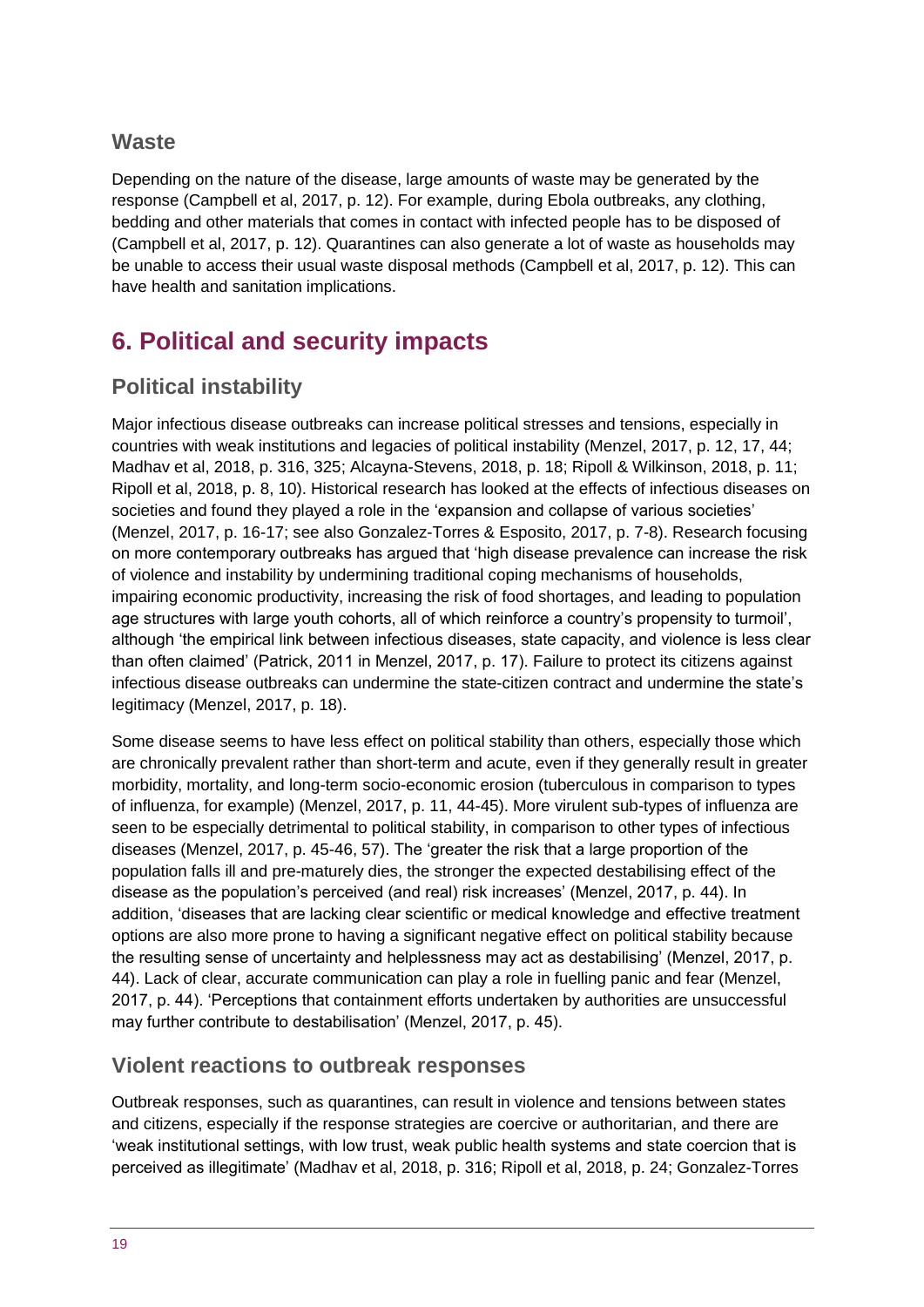### Waste

Depending on the nature of the disease, large amounts of waste may be generated by the response (Campbell et al, 2017, p. 12). For example, during Ebola outbreaks, any clothing, bedding and other materials that comes in contact with infected people has to be disposed of (Campbell et al, 2017, p. 12). Quarantines can also generate a lot of waste as households may be unable to access their usual waste disposal methods (Campbell et al, 2017, p. 12). This can have health and sanitation implications.

## 6. Political and security impacts

### Political instability

Major infectious disease outbreaks can increase political stresses and tensions, especially in countries with weak institutions and legacies of political instability (Menzel, 2017, p. 12, 17, 44; Madhav et al, 2018, p. 316, 325; Alcayna-Stevens, 2018, p. 18; Ripoll & Wilkinson, 2018, p. 11; Ripoll et al, 2018, p. 8, 10). Historical research has looked at the effects of infectious diseases on societies and found they played a role in the 'expansion and collapse of various societies' (Menzel, 2017, p. 16-17; see also Gonzalez-Torres & Esposito, 2017, p. 7-8). Research focusing on more contemporary outbreaks has argued that 'high disease prevalence can increase the risk of violence and instability by undermining traditional coping mechanisms of households, impairing economic productivity, increasing the risk of food shortages, and leading to population age structures with large youth cohorts, all of which reinforce a country's propensity to turmoil', although 'the empirical link between infectious diseases, state capacity, and violence is less clear than often claimed' (Patrick, 2011 in Menzel, 2017, p. 17). Failure to protect its citizens against infectious disease outbreaks can undermine the state-citizen contract and undermine the state's legitimacy (Menzel, 2017, p. 18).

Some disease seems to have less effect on political stability than others, especially those which are chronically prevalent rather than short-term and acute, even if they generally result in greater morbidity, mortality, and long-term socio-economic erosion (tuberculous in comparison to types of influenza, for example) (Menzel, 2017, p. 11, 44-45). More virulent sub-types of influenza are seen to be especially detrimental to political stability, in comparison to other types of infectious diseases (Menzel, 2017, p. 45-46, 57). The 'greater the risk that a large proportion of the population falls ill and pre-maturely dies, the stronger the expected destabilising effect of the disease as the population's perceived (and real) risk increases' (Menzel, 2017, p. 44). In addition, 'diseases that are lacking clear scientific or medical knowledge and effective treatment options are also more prone to having a significant negative effect on political stability because the resulting sense of uncertainty and helplessness may act as destabilising' (Menzel, 2017, p. 44). Lack of clear, accurate communication can play a role in fuelling panic and fear (Menzel, 2017, p. 44). 'Perceptions that containment efforts undertaken by authorities are unsuccessful may further contribute to destabilisation' (Menzel, 2017, p. 45).

### Violent reactions to outbreak responses

Outbreak responses, such as quarantines, can result in violence and tensions between states and citizens, especially if the response strategies are coercive or authoritarian, and there are 'weak institutional settings, with low trust, weak public health systems and state coercion that is perceived as illegitimate' (Madhav et al, 2018, p. 316; Ripoll et al, 2018, p. 24; Gonzalez-Torres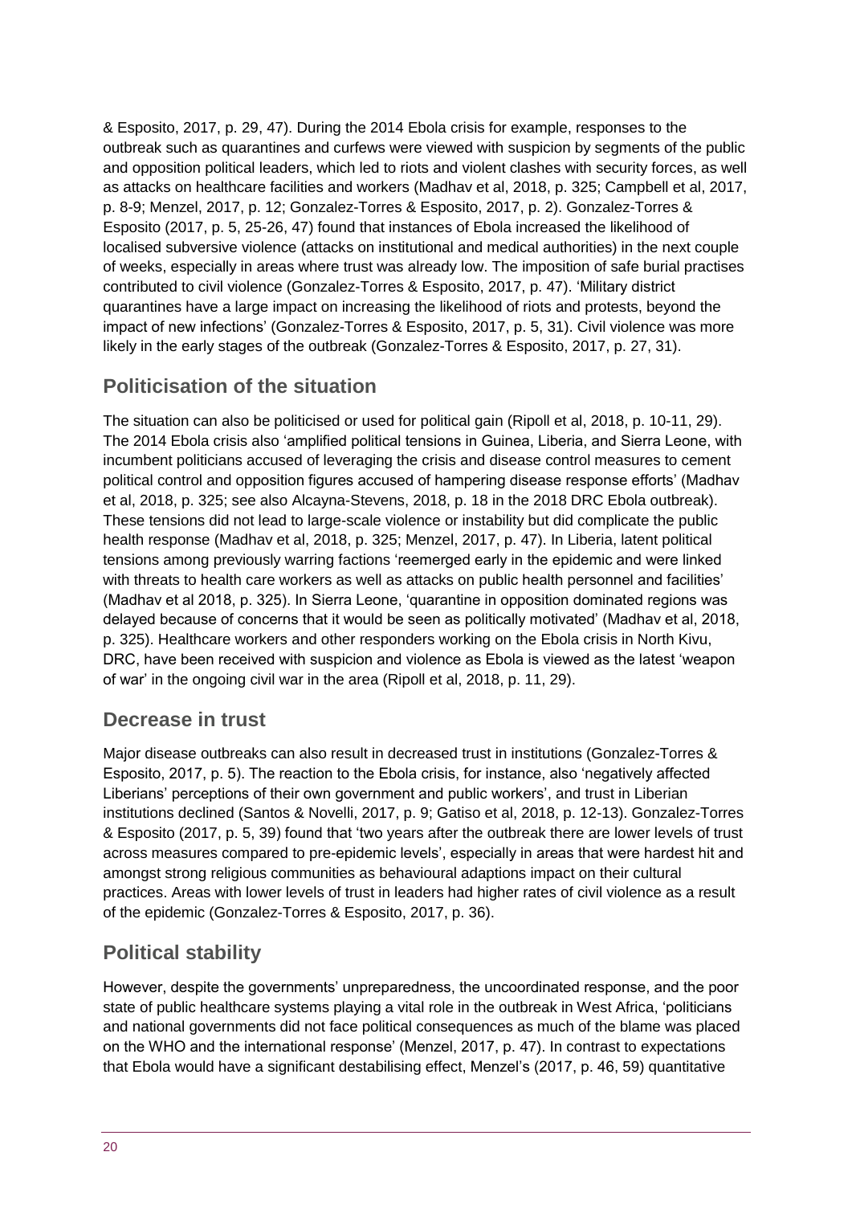& Esposito, 2017, p. 29, 47). During the 2014 Ebola crisis for example, responses to the outbreak such as quarantines and curfews were viewed with suspicion by segments of the public and opposition political leaders, which led to riots and violent clashes with security forces, as well as attacks on healthcare facilities and workers (Madhav et al, 2018, p. 325; Campbell et al, 2017, p. 8-9; Menzel, 2017, p. 12; Gonzalez-Torres & Esposito, 2017, p. 2). Gonzalez-Torres & Esposito (2017, p. 5, 25-26, 47) found that instances of Ebola increased the likelihood of localised subversive violence (attacks on institutional and medical authorities) in the next couple of weeks, especially in areas where trust was already low. The imposition of safe burial practises contributed to civil violence (Gonzalez-Torres & Esposito, 2017, p. 47). 'Military district quarantines have a large impact on increasing the likelihood of riots and protests, beyond the impact of new infections' (Gonzalez-Torres & Esposito, 2017, p. 5, 31). Civil violence was more likely in the early stages of the outbreak (Gonzalez-Torres & Esposito, 2017, p. 27, 31).

## Politicisation of the situation

The situation can also be politicised or used for political gain (Ripoll et al, 2018, p. 10-11, 29). The 2014 Ebola crisis also 'amplified political tensions in Guinea, Liberia, and Sierra Leone, with incumbent politicians accused of leveraging the crisis and disease control measures to cement political control and opposition figures accused of hampering disease response efforts' (Madhav et al, 2018, p. 325; see also Alcayna-Stevens, 2018, p. 18 in the 2018 DRC Ebola outbreak). These tensions did not lead to large-scale violence or instability but did complicate the public health response (Madhav et al, 2018, p. 325; Menzel, 2017, p. 47). In Liberia, latent political tensions among previously warring factions 'reemerged early in the epidemic and were linked with threats to health care workers as well as attacks on public health personnel and facilities' (Madhav et al 2018, p. 325). In Sierra Leone, 'quarantine in opposition dominated regions was delayed because of concerns that it would be seen as politically motivated' (Madhav et al, 2018, p. 325). Healthcare workers and other responders working on the Ebola crisis in North Kivu, DRC, have been received with suspicion and violence as Ebola is viewed as the latest 'weapon of war' in the ongoing civil war in the area (Ripoll et al, 2018, p. 11, 29).

## Decrease in trust

Major disease outbreaks can also result in decreased trust in institutions (Gonzalez-Torres & Esposito, 2017, p. 5). The reaction to the Ebola crisis, for instance, also 'negatively affected Liberians' perceptions of their own government and public workers', and trust in Liberian institutions declined (Santos & Novelli, 2017, p. 9; Gatiso et al, 2018, p. 12-13). Gonzalez-Torres & Esposito (2017, p. 5, 39) found that 'two years after the outbreak there are lower levels of trust across measures compared to pre-epidemic levels', especially in areas that were hardest hit and amongst strong religious communities as behavioural adaptions impact on their cultural practices. Areas with lower levels of trust in leaders had higher rates of civil violence as a result of the epidemic (Gonzalez-Torres & Esposito, 2017, p. 36).

## Political stability

However, despite the governments' unpreparedness, the uncoordinated response, and the poor state of public healthcare systems playing a vital role in the outbreak in West Africa, 'politicians and national governments did not face political consequences as much of the blame was placed on the WHO and the international response' (Menzel, 2017, p. 47). In contrast to expectations that Ebola would have a significant destabilising effect, Menzel's (2017, p. 46, 59) quantitative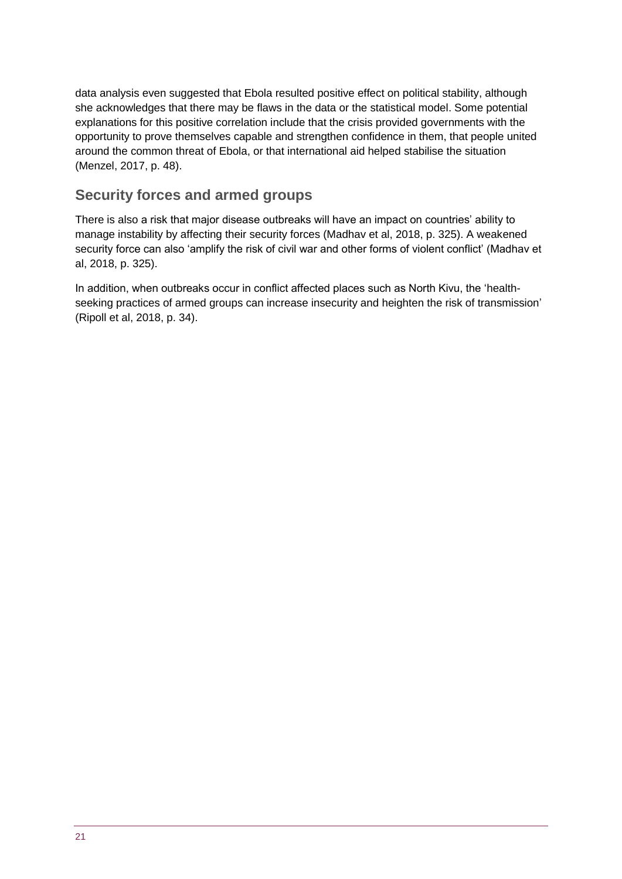data analysis even suggested that Ebola resulted positive effect on political stability, although she acknowledges that there may be flaws in the data or the statistical model. Some potential explanations for this positive correlation include that the crisis provided governments with the opportunity to prove themselves capable and strengthen confidence in them, that people united around the common threat of Ebola, or that international aid helped stabilise the situation (Menzel, 2017, p. 48).

## Security forces and armed groups

There is also a risk that major disease outbreaks will have an impact on countries' ability to manage instability by affecting their security forces (Madhav et al, 2018, p. 325). A weakened security force can also 'amplify the risk of civil war and other forms of violent conflict' (Madhav et al, 2018, p. 325).

In addition, when outbreaks occur in conflict affected places such as North Kivu, the 'health-seeking practices of armed groups can increase insecurity and heighten the risk of transmission' (Ripoll et al, 2018, p. 34).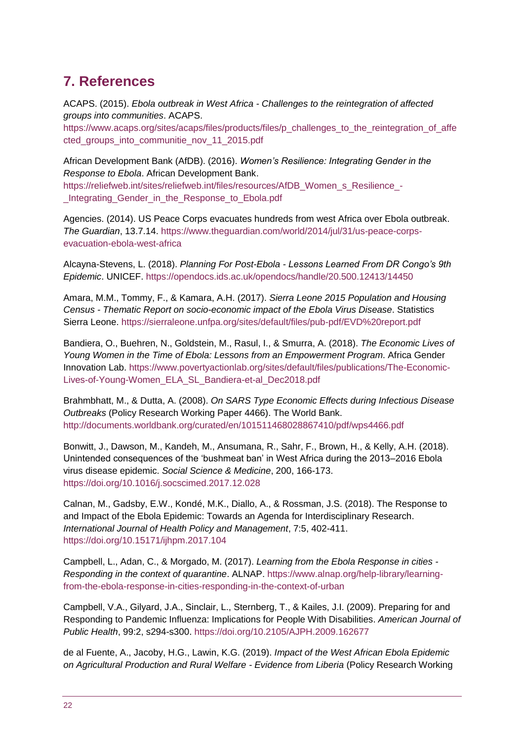## 7. References

ACAPS. (2015). *Ebola outbreak in West Africa - Challenges to the reintegration of affected groups into communities*. ACAPS. https://www.acaps.org/sites/acaps/files/products/files/p_challenges_to_the_reintegration_of_affected_groups_into_communitie_nov_11_2015.pdf

African Development Bank (AfDB). (2016). *Women's Resilience: Integrating Gender in the Response to Ebola*. African Development Bank. https://reliefweb.int/sites/reliefweb.int/files/resources/AfDB_Women_s_Resilience_-_Integrating_Gender_in_the_Response_to_Ebola.pdf

Agencies. (2014). US Peace Corps evacuates hundreds from west Africa over Ebola outbreak. *The Guardian*, 13.7.14. https://www.theguardian.com/world/2014/jul/31/us-peace-corps-evacuation-ebola-west-africa

Alcayna-Stevens, L. (2018). *Planning For Post-Ebola - Lessons Learned From DR Congo's 9th Epidemic*. UNICEF. https://opendocs.ids.ac.uk/opendocs/handle/20.500.12413/14450

Amara, M.M., Tommy, F., & Kamara, A.H. (2017). *Sierra Leone 2015 Population and Housing Census - Thematic Report on socio-economic impact of the Ebola Virus Disease*. Statistics Sierra Leone. https://sierraleone.unfpa.org/sites/default/files/pub-pdf/EVD%20report.pdf

Bandiera, O., Buehren, N., Goldstein, M., Rasul, I., & Smurra, A. (2018). *The Economic Lives of Young Women in the Time of Ebola: Lessons from an Empowerment Program*. Africa Gender Innovation Lab. https://www.povertyactionlab.org/sites/default/files/publications/The-Economic-Lives-of-Young-Women_ELA_SL_Bandiera-et-al_Dec2018.pdf

Brahmbhatt, M., & Dutta, A. (2008). *On SARS Type Economic Effects during Infectious Disease Outbreaks* (Policy Research Working Paper 4466). The World Bank. http://documents.worldbank.org/curated/en/101511468028867410/pdf/wps4466.pdf

Bonwitt, J., Dawson, M., Kandeh, M., Ansumana, R., Sahr, F., Brown, H., & Kelly, A.H. (2018). Unintended consequences of the 'bushmeat ban' in West Africa during the 2013–2016 Ebola virus disease epidemic. *Social Science & Medicine*, 200, 166-173. https://doi.org/10.1016/j.socscimed.2017.12.028

Calnan, M., Gadsby, E.W., Kondé, M.K., Diallo, A., & Rossman, J.S. (2018). The Response to and Impact of the Ebola Epidemic: Towards an Agenda for Interdisciplinary Research. *International Journal of Health Policy and Management*, 7:5, 402-411. https://doi.org/10.15171/ijhpm.2017.104

Campbell, L., Adan, C., & Morgado, M. (2017). *Learning from the Ebola Response in cities - Responding in the context of quarantine*. ALNAP. https://www.alnap.org/help-library/learning-from-the-ebola-response-in-cities-responding-in-the-context-of-urban

Campbell, V.A., Gilyard, J.A., Sinclair, L., Sternberg, T., & Kailes, J.I. (2009). Preparing for and Responding to Pandemic Influenza: Implications for People With Disabilities. *American Journal of Public Health*, 99:2, s294-s300. https://doi.org/10.2105/AJPH.2009.162677

de al Fuente, A., Jacoby, H.G., Lawin, K.G. (2019). *Impact of the West African Ebola Epidemic on Agricultural Production and Rural Welfare - Evidence from Liberia* (Policy Research Working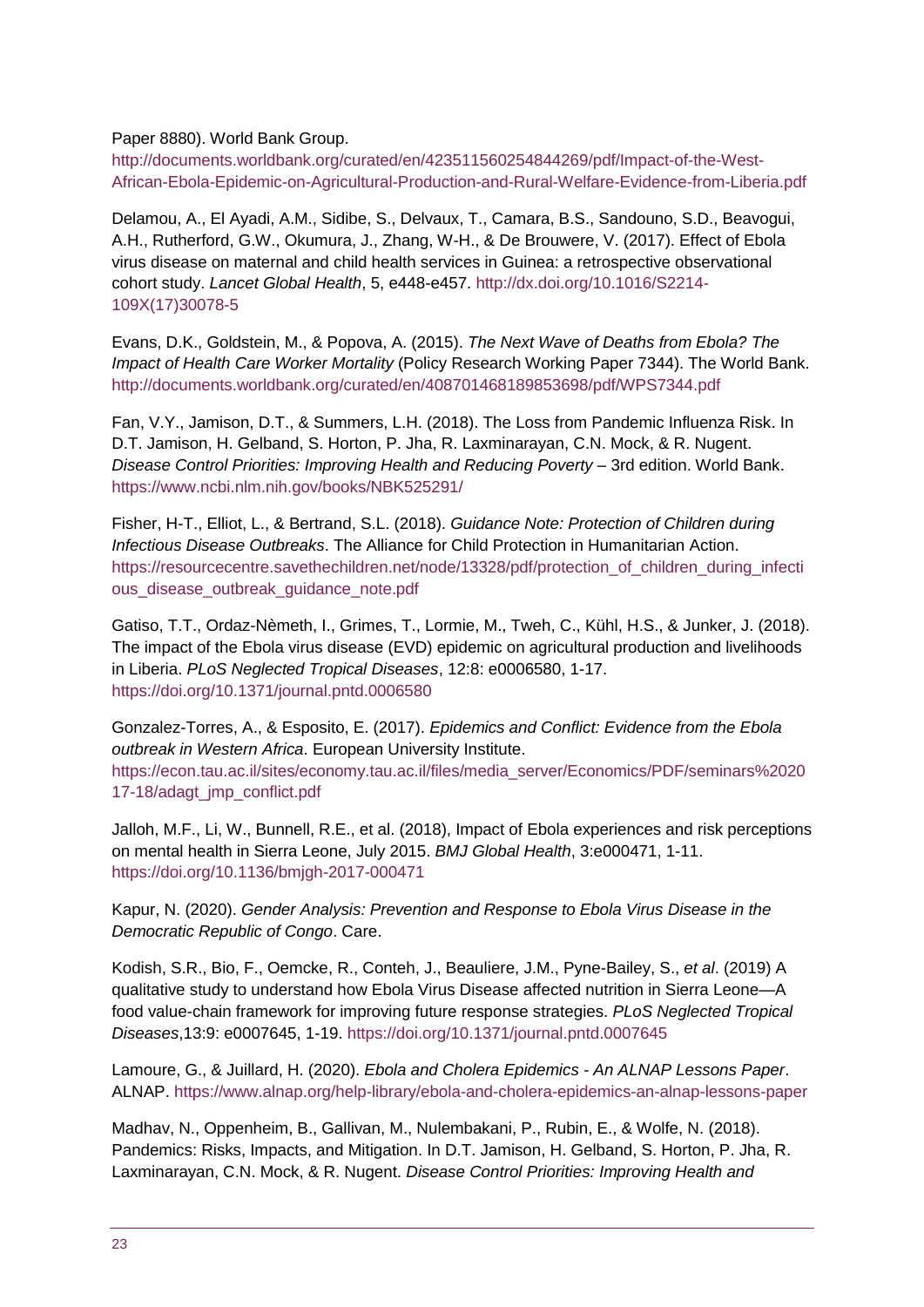Paper 8880). World Bank Group. http://documents.worldbank.org/curated/en/423511560254844269/pdf/Impact-of-the-West-African-Ebola-Epidemic-on-Agricultural-Production-and-Rural-Welfare-Evidence-from-Liberia.pdf

Delamou, A., El Ayadi, A.M., Sidibe, S., Delvaux, T., Camara, B.S., Sandouno, S.D., Beavogui, A.H., Rutherford, G.W., Okumura, J., Zhang, W-H., & De Brouwere, V. (2017). Effect of Ebola virus disease on maternal and child health services in Guinea: a retrospective observational cohort study. *Lancet Global Health*, 5, e448-e457. http://dx.doi.org/10.1016/S2214-109X(17)30078-5

Evans, D.K., Goldstein, M., & Popova, A. (2015). *The Next Wave of Deaths from Ebola? The Impact of Health Care Worker Mortality* (Policy Research Working Paper 7344). The World Bank. http://documents.worldbank.org/curated/en/408701468189853698/pdf/WPS7344.pdf

Fan, V.Y., Jamison, D.T., & Summers, L.H. (2018). The Loss from Pandemic Influenza Risk. In D.T. Jamison, H. Gelband, S. Horton, P. Jha, R. Laxminarayan, C.N. Mock, & R. Nugent. *Disease Control Priorities: Improving Health and Reducing Poverty* – 3rd edition. World Bank. https://www.ncbi.nlm.nih.gov/books/NBK525291/

Fisher, H-T., Elliot, L., & Bertrand, S.L. (2018). *Guidance Note: Protection of Children during Infectious Disease Outbreaks*. The Alliance for Child Protection in Humanitarian Action. https://resourcecentre.savethechildren.net/node/13328/pdf/protection_of_children_during_infectious_disease_outbreak_guidance_note.pdf

Gatiso, T.T., Ordaz-Nèmeth, I., Grimes, T., Lormie, M., Tweh, C., Kühl, H.S., & Junker, J. (2018). The impact of the Ebola virus disease (EVD) epidemic on agricultural production and livelihoods in Liberia. *PLoS Neglected Tropical Diseases*, 12:8: e0006580, 1-17. https://doi.org/10.1371/journal.pntd.0006580

Gonzalez-Torres, A., & Esposito, E. (2017). *Epidemics and Conflict: Evidence from the Ebola outbreak in Western Africa*. European University Institute. https://econ.tau.ac.il/sites/economy.tau.ac.il/files/media_server/Economics/PDF/seminars%202017-18/adagt_jmp_conflict.pdf

Jalloh, M.F., Li, W., Bunnell, R.E., et al. (2018), Impact of Ebola experiences and risk perceptions on mental health in Sierra Leone, July 2015. *BMJ Global Health*, 3:e000471, 1-11. https://doi.org/10.1136/bmjgh-2017-000471

Kapur, N. (2020). *Gender Analysis: Prevention and Response to Ebola Virus Disease in the Democratic Republic of Congo*. Care.

Kodish, S.R., Bio, F., Oemcke, R., Conteh, J., Beauliere, J.M., Pyne-Bailey, S., *et al*. (2019) A qualitative study to understand how Ebola Virus Disease affected nutrition in Sierra Leone—A food value-chain framework for improving future response strategies. *PLoS Neglected Tropical Diseases*,13:9: e0007645, 1-19. https://doi.org/10.1371/journal.pntd.0007645

Lamoure, G., & Juillard, H. (2020). *Ebola and Cholera Epidemics - An ALNAP Lessons Paper*. ALNAP. https://www.alnap.org/help-library/ebola-and-cholera-epidemics-an-alnap-lessons-paper

Madhav, N., Oppenheim, B., Gallivan, M., Nulembakani, P., Rubin, E., & Wolfe, N. (2018). Pandemics: Risks, Impacts, and Mitigation. In D.T. Jamison, H. Gelband, S. Horton, P. Jha, R. Laxminarayan, C.N. Mock, & R. Nugent. *Disease Control Priorities: Improving Health and*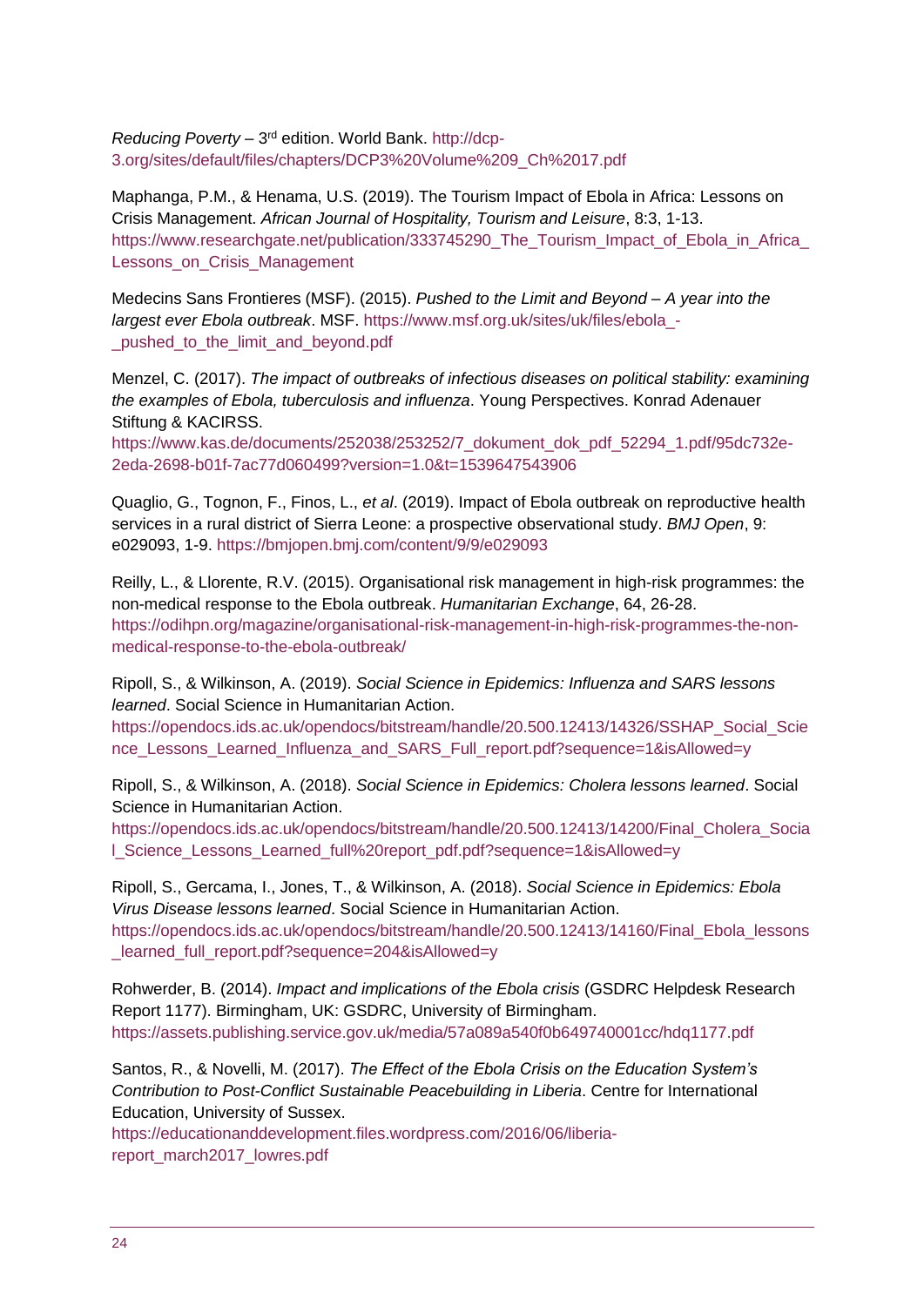*Reducing Poverty* – 3rd edition. World Bank. http://dcp-3.org/sites/default/files/chapters/DCP3%20Volume%209_Ch%2017.pdf

Maphanga, P.M., & Henama, U.S. (2019). The Tourism Impact of Ebola in Africa: Lessons on Crisis Management. *African Journal of Hospitality, Tourism and Leisure*, 8:3, 1-13. https://www.researchgate.net/publication/333745290_The_Tourism_Impact_of_Ebola_in_Africa_Lessons_on_Crisis_Management

Medecins Sans Frontieres (MSF). (2015). *Pushed to the Limit and Beyond – A year into the largest ever Ebola outbreak*. MSF. https://www.msf.org.uk/sites/uk/files/ebola_-_pushed_to_the_limit_and_beyond.pdf

Menzel, C. (2017). *The impact of outbreaks of infectious diseases on political stability: examining the examples of Ebola, tuberculosis and influenza*. Young Perspectives. Konrad Adenauer Stiftung & KACIRSS. https://www.kas.de/documents/252038/253252/7_dokument_dok_pdf_52294_1.pdf/95dc732e-2eda-2698-b01f-7ac77d060499?version=1.0&t=1539647543906

Quaglio, G., Tognon, F., Finos, L., *et al*. (2019). Impact of Ebola outbreak on reproductive health services in a rural district of Sierra Leone: a prospective observational study. *BMJ Open*, 9: e029093, 1-9. https://bmjopen.bmj.com/content/9/9/e029093

Reilly, L., & Llorente, R.V. (2015). Organisational risk management in high-risk programmes: the non-medical response to the Ebola outbreak. *Humanitarian Exchange*, 64, 26-28. https://odihpn.org/magazine/organisational-risk-management-in-high-risk-programmes-the-non-medical-response-to-the-ebola-outbreak/

Ripoll, S., & Wilkinson, A. (2019). *Social Science in Epidemics: Influenza and SARS lessons learned*. Social Science in Humanitarian Action. https://opendocs.ids.ac.uk/opendocs/bitstream/handle/20.500.12413/14326/SSHAP_Social_Science_Lessons_Learned_Influenza_and_SARS_Full_report.pdf?sequence=1&isAllowed=y

Ripoll, S., & Wilkinson, A. (2018). *Social Science in Epidemics: Cholera lessons learned*. Social Science in Humanitarian Action. https://opendocs.ids.ac.uk/opendocs/bitstream/handle/20.500.12413/14200/Final_Cholera_Social_Science_Lessons_Learned_full%20report_pdf.pdf?sequence=1&isAllowed=y

Ripoll, S., Gercama, I., Jones, T., & Wilkinson, A. (2018). *Social Science in Epidemics: Ebola Virus Disease lessons learned*. Social Science in Humanitarian Action. https://opendocs.ids.ac.uk/opendocs/bitstream/handle/20.500.12413/14160/Final_Ebola_lessons_learned_full_report.pdf?sequence=204&isAllowed=y

Rohwerder, B. (2014). *Impact and implications of the Ebola crisis* (GSDRC Helpdesk Research Report 1177). Birmingham, UK: GSDRC, University of Birmingham. https://assets.publishing.service.gov.uk/media/57a089a540f0b649740001cc/hdq1177.pdf

Santos, R., & Novelli, M. (2017). *The Effect of the Ebola Crisis on the Education System's Contribution to Post-Conflict Sustainable Peacebuilding in Liberia*. Centre for International Education, University of Sussex. https://educationanddevelopment.files.wordpress.com/2016/06/liberia-report_march2017_lowres.pdf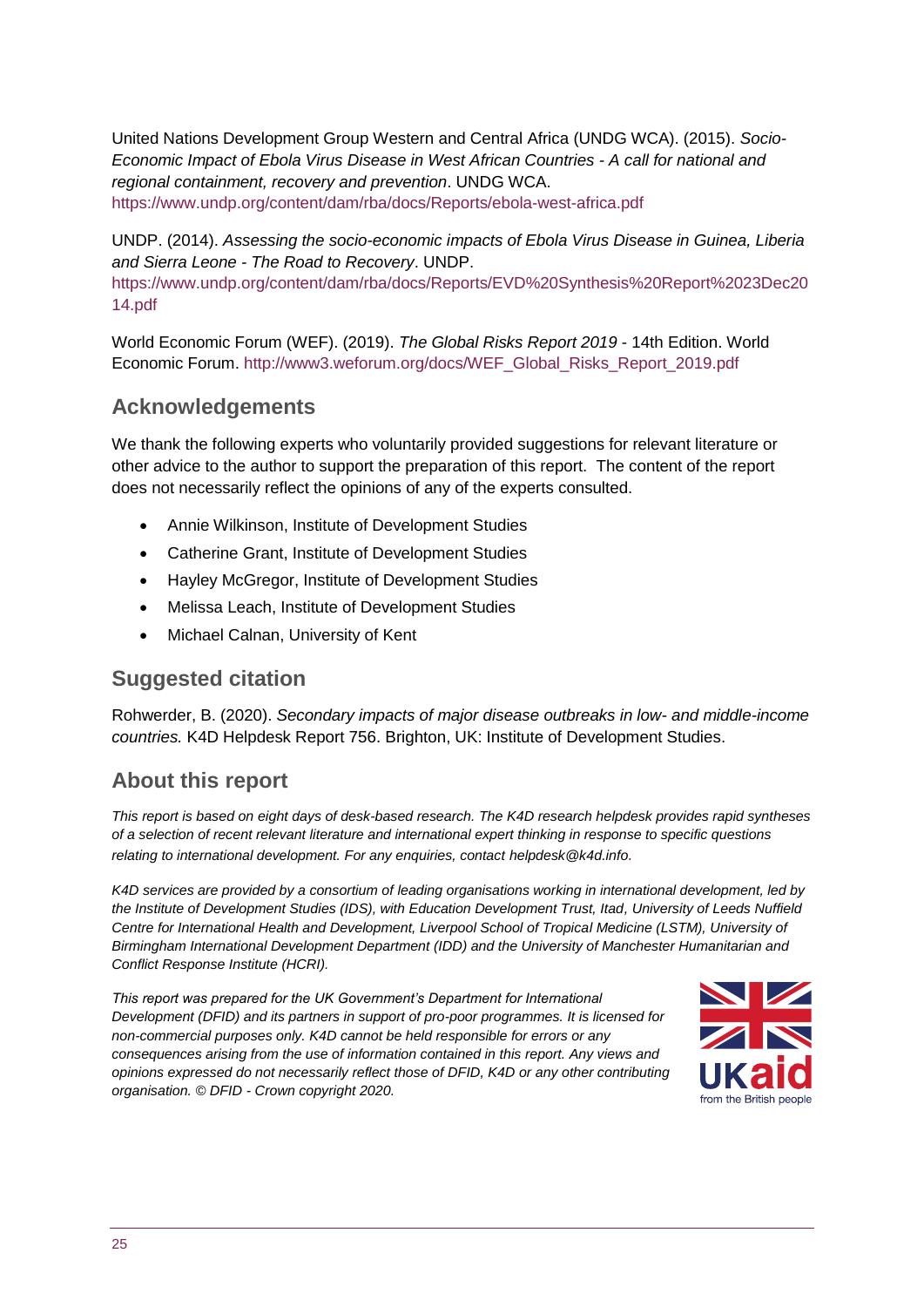United Nations Development Group Western and Central Africa (UNDG WCA). (2015). *Socio-Economic Impact of Ebola Virus Disease in West African Countries - A call for national and regional containment, recovery and prevention*. UNDG WCA. https://www.undp.org/content/dam/rba/docs/Reports/ebola-west-africa.pdf

UNDP. (2014). *Assessing the socio-economic impacts of Ebola Virus Disease in Guinea, Liberia and Sierra Leone - The Road to Recovery*. UNDP. https://www.undp.org/content/dam/rba/docs/Reports/EVD%20Synthesis%20Report%2023Dec2014.pdf

World Economic Forum (WEF). (2019). *The Global Risks Report 2019* - 14th Edition. World Economic Forum. http://www3.weforum.org/docs/WEF_Global_Risks_Report_2019.pdf

## Acknowledgements

We thank the following experts who voluntarily provided suggestions for relevant literature or other advice to the author to support the preparation of this report. The content of the report does not necessarily reflect the opinions of any of the experts consulted.

- Annie Wilkinson, Institute of Development Studies
- Catherine Grant, Institute of Development Studies
- Hayley McGregor, Institute of Development Studies
- Melissa Leach, Institute of Development Studies
- Michael Calnan, University of Kent

## Suggested citation

Rohwerder, B. (2020). *Secondary impacts of major disease outbreaks in low- and middle-income countries.* K4D Helpdesk Report 756. Brighton, UK: Institute of Development Studies.

## About this report

*This report is based on eight days of desk-based research. The K4D research helpdesk provides rapid syntheses of a selection of recent relevant literature and international expert thinking in response to specific questions relating to international development. For any enquiries, contact helpdesk@k4d.info.*

*K4D services are provided by a consortium of leading organisations working in international development, led by the Institute of Development Studies (IDS), with Education Development Trust, Itad, University of Leeds Nuffield Centre for International Health and Development, Liverpool School of Tropical Medicine (LSTM), University of Birmingham International Development Department (IDD) and the University of Manchester Humanitarian and Conflict Response Institute (HCRI).*

*This report was prepared for the UK Government's Department for International Development (DFID) and its partners in support of pro-poor programmes. It is licensed for non-commercial purposes only. K4D cannot be held responsible for errors or any consequences arising from the use of information contained in this report. Any views and opinions expressed do not necessarily reflect those of DFID, K4D or any other contributing organisation. © DFID - Crown copyright 2020.*